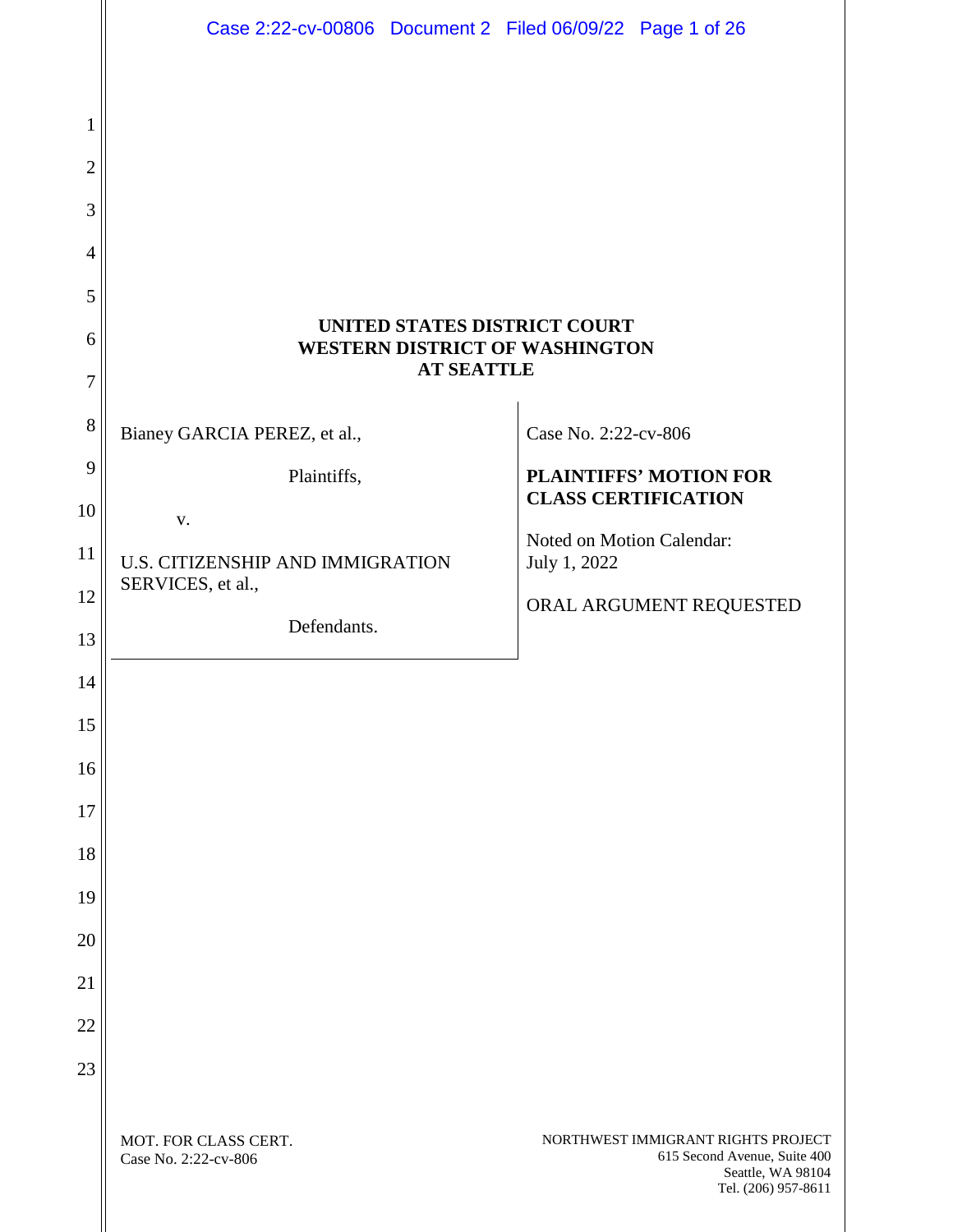**UNITED STATES DISTRICT COURT**
**WESTERN DISTRICT OF WASHINGTON**
**AT SEATTLE**

| | |
|---|---|
| Bianey GARCIA PEREZ, et al.,<br><br>Plaintiffs,<br><br>v.<br><br>U.S. CITIZENSHIP AND IMMIGRATION SERVICES, et al.,<br><br>Defendants. | Case No. 2:22-cv-806<br><br>**PLAINTIFFS' MOTION FOR CLASS CERTIFICATION**<br><br>Noted on Motion Calendar: July 1, 2022<br><br>ORAL ARGUMENT REQUESTED |

MOT. FOR CLASS CERT.
Case No. 2:22-cv-806

NORTHWEST IMMIGRANT RIGHTS PROJECT
615 Second Avenue, Suite 400
Seattle, WA 98104
Tel. (206) 957-8611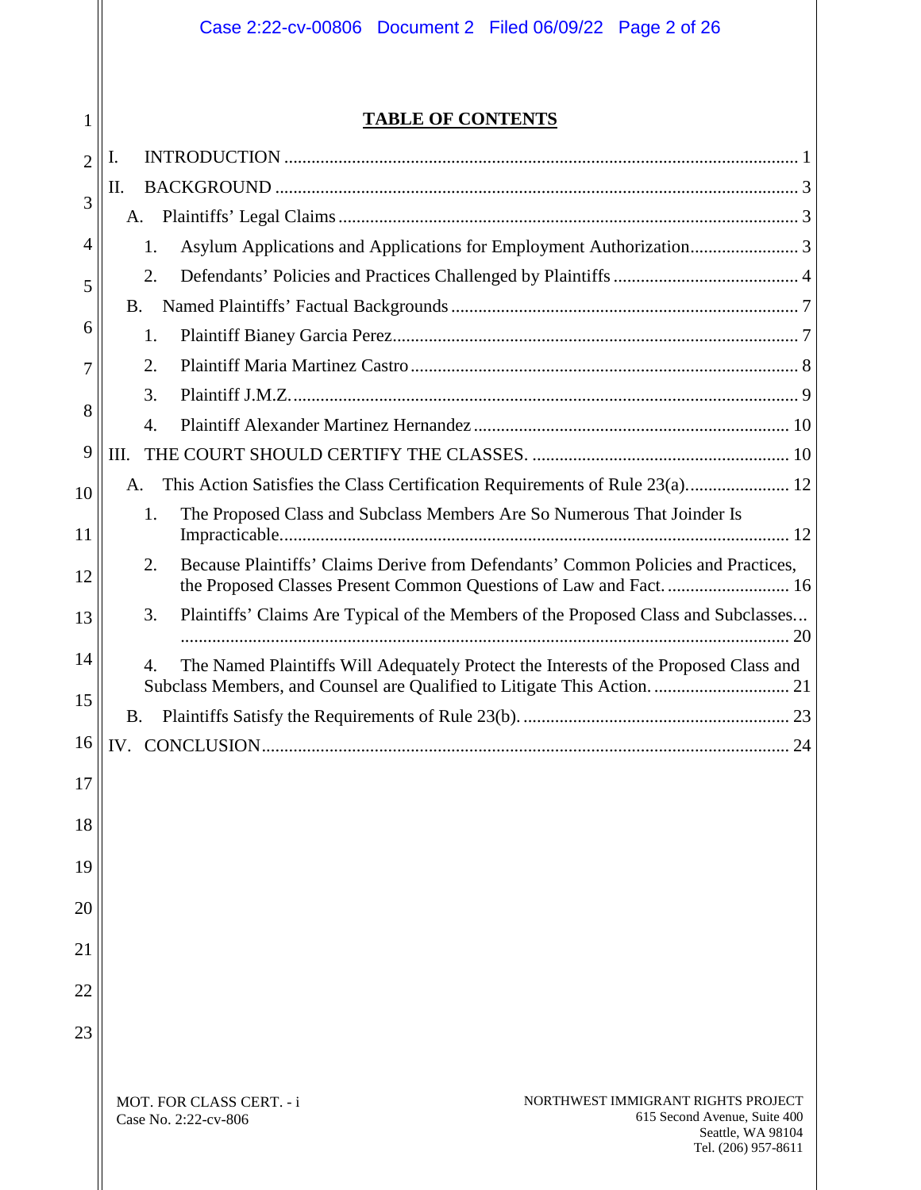# TABLE OF CONTENTS

I. INTRODUCTION ..... 1

II. BACKGROUND ..... 3

- A. Plaintiffs' Legal Claims ..... 3
  - 1. Asylum Applications and Applications for Employment Authorization ..... 3
  - 2. Defendants' Policies and Practices Challenged by Plaintiffs ..... 4
- B. Named Plaintiffs' Factual Backgrounds ..... 7
  - 1. Plaintiff Bianey Garcia Perez ..... 7
  - 2. Plaintiff Maria Martinez Castro ..... 8
  - 3. Plaintiff J.M.Z. ..... 9
  - 4. Plaintiff Alexander Martinez Hernandez ..... 10

III. THE COURT SHOULD CERTIFY THE CLASSES. ..... 10

- A. This Action Satisfies the Class Certification Requirements of Rule 23(a). ..... 12
  - 1. The Proposed Class and Subclass Members Are So Numerous That Joinder Is Impracticable. ..... 12
  - 2. Because Plaintiffs' Claims Derive from Defendants' Common Policies and Practices, the Proposed Classes Present Common Questions of Law and Fact. ..... 16
  - 3. Plaintiffs' Claims Are Typical of the Members of the Proposed Class and Subclasses... ..... 20
  - 4. The Named Plaintiffs Will Adequately Protect the Interests of the Proposed Class and Subclass Members, and Counsel are Qualified to Litigate This Action. ..... 21
- B. Plaintiffs Satisfy the Requirements of Rule 23(b). ..... 23

IV. CONCLUSION ..... 24

MOT. FOR CLASS CERT. - i
Case No. 2:22-cv-806

NORTHWEST IMMIGRANT RIGHTS PROJECT
615 Second Avenue, Suite 400
Seattle, WA 98104
Tel. (206) 957-8611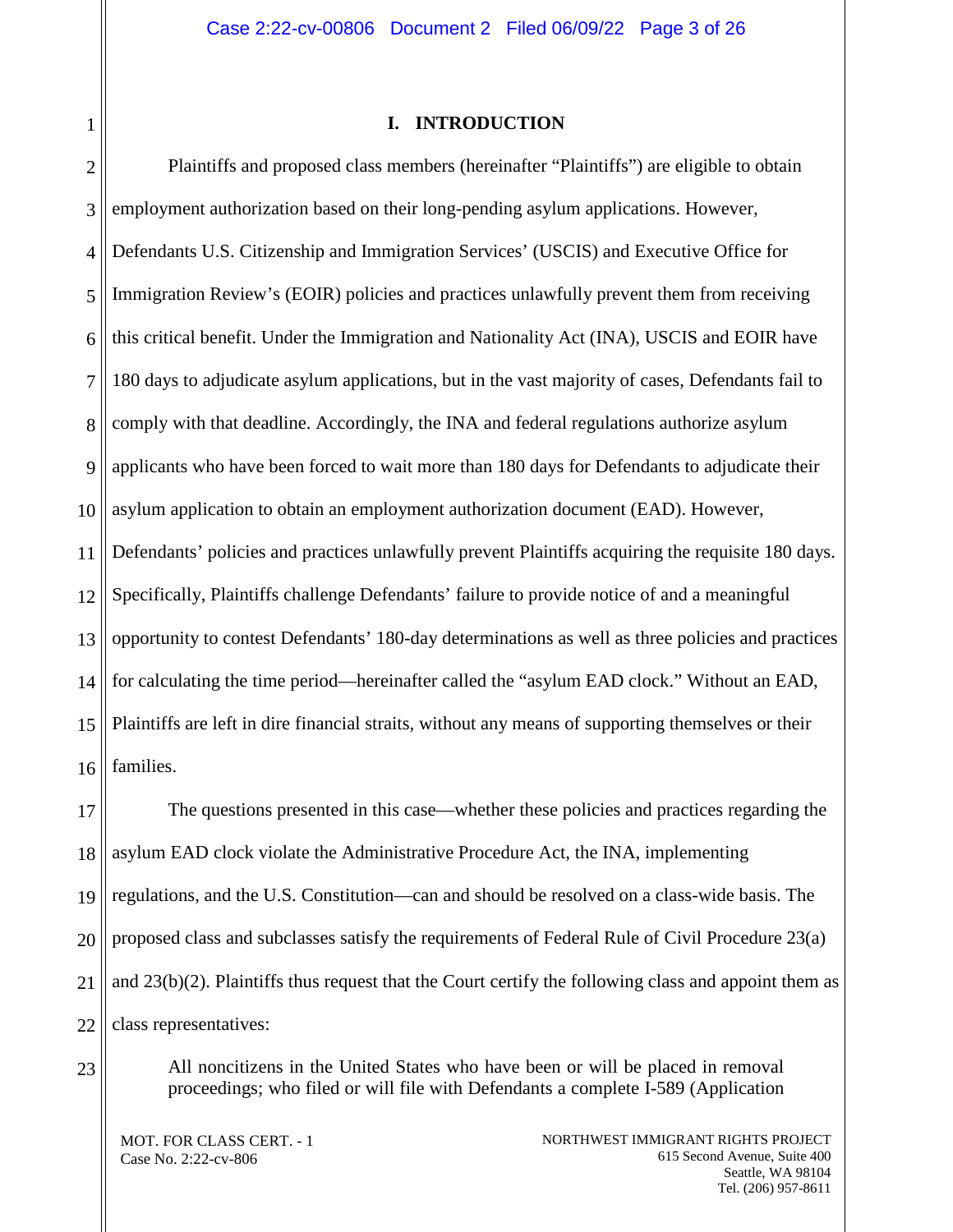## I. INTRODUCTION

Plaintiffs and proposed class members (hereinafter "Plaintiffs") are eligible to obtain employment authorization based on their long-pending asylum applications. However, Defendants U.S. Citizenship and Immigration Services' (USCIS) and Executive Office for Immigration Review's (EOIR) policies and practices unlawfully prevent them from receiving this critical benefit. Under the Immigration and Nationality Act (INA), USCIS and EOIR have 180 days to adjudicate asylum applications, but in the vast majority of cases, Defendants fail to comply with that deadline. Accordingly, the INA and federal regulations authorize asylum applicants who have been forced to wait more than 180 days for Defendants to adjudicate their asylum application to obtain an employment authorization document (EAD). However, Defendants' policies and practices unlawfully prevent Plaintiffs acquiring the requisite 180 days. Specifically, Plaintiffs challenge Defendants' failure to provide notice of and a meaningful opportunity to contest Defendants' 180-day determinations as well as three policies and practices for calculating the time period—hereinafter called the "asylum EAD clock." Without an EAD, Plaintiffs are left in dire financial straits, without any means of supporting themselves or their families.

The questions presented in this case—whether these policies and practices regarding the asylum EAD clock violate the Administrative Procedure Act, the INA, implementing regulations, and the U.S. Constitution—can and should be resolved on a class-wide basis. The proposed class and subclasses satisfy the requirements of Federal Rule of Civil Procedure 23(a) and 23(b)(2). Plaintiffs thus request that the Court certify the following class and appoint them as class representatives:

> All noncitizens in the United States who have been or will be placed in removal proceedings; who filed or will file with Defendants a complete I-589 (Application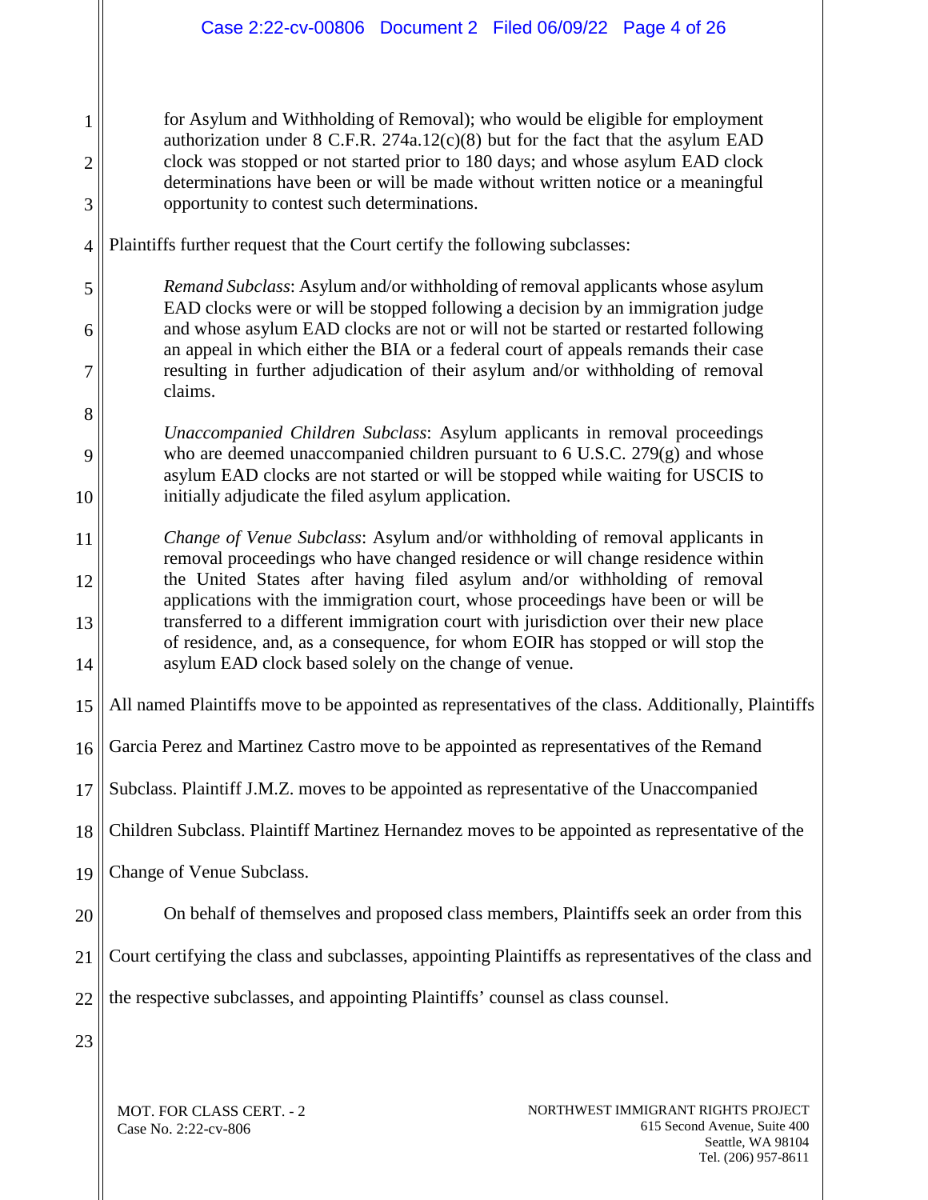for Asylum and Withholding of Removal); who would be eligible for employment authorization under 8 C.F.R. 274a.12(c)(8) but for the fact that the asylum EAD clock was stopped or not started prior to 180 days; and whose asylum EAD clock determinations have been or will be made without written notice or a meaningful opportunity to contest such determinations.

Plaintiffs further request that the Court certify the following subclasses:

> *Remand Subclass*: Asylum and/or withholding of removal applicants whose asylum EAD clocks were or will be stopped following a decision by an immigration judge and whose asylum EAD clocks are not or will not be started or restarted following an appeal in which either the BIA or a federal court of appeals remands their case resulting in further adjudication of their asylum and/or withholding of removal claims.
>
> *Unaccompanied Children Subclass*: Asylum applicants in removal proceedings who are deemed unaccompanied children pursuant to 6 U.S.C. 279(g) and whose asylum EAD clocks are not started or will be stopped while waiting for USCIS to initially adjudicate the filed asylum application.
>
> *Change of Venue Subclass*: Asylum and/or withholding of removal applicants in removal proceedings who have changed residence or will change residence within the United States after having filed asylum and/or withholding of removal applications with the immigration court, whose proceedings have been or will be transferred to a different immigration court with jurisdiction over their new place of residence, and, as a consequence, for whom EOIR has stopped or will stop the asylum EAD clock based solely on the change of venue.

All named Plaintiffs move to be appointed as representatives of the class. Additionally, Plaintiffs Garcia Perez and Martinez Castro move to be appointed as representatives of the Remand Subclass. Plaintiff J.M.Z. moves to be appointed as representative of the Unaccompanied Children Subclass. Plaintiff Martinez Hernandez moves to be appointed as representative of the Change of Venue Subclass.

On behalf of themselves and proposed class members, Plaintiffs seek an order from this Court certifying the class and subclasses, appointing Plaintiffs as representatives of the class and the respective subclasses, and appointing Plaintiffs' counsel as class counsel.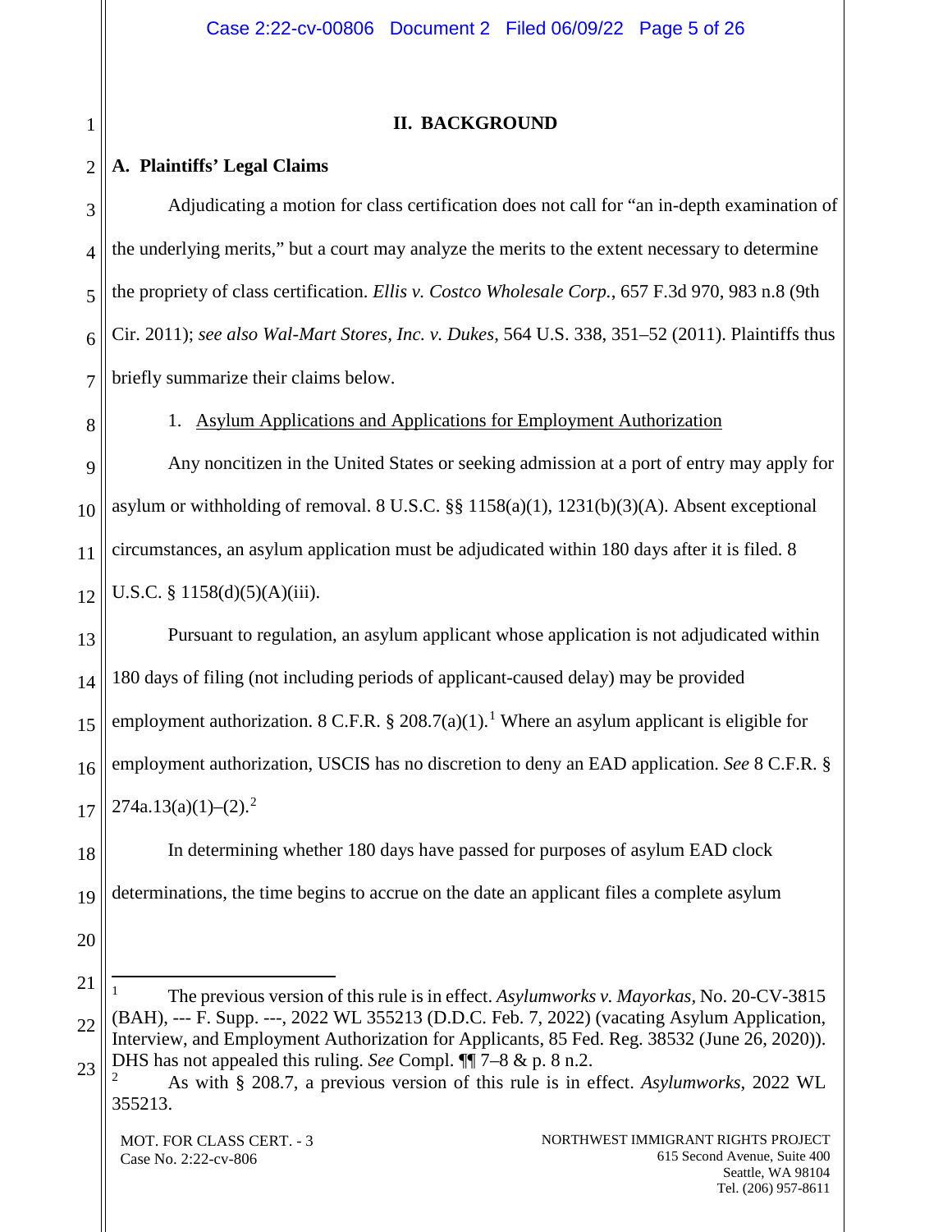## II. BACKGROUND

### A. Plaintiffs' Legal Claims

Adjudicating a motion for class certification does not call for "an in-depth examination of the underlying merits," but a court may analyze the merits to the extent necessary to determine the propriety of class certification. *Ellis v. Costco Wholesale Corp.*, 657 F.3d 970, 983 n.8 (9th Cir. 2011); *see also Wal-Mart Stores, Inc. v. Dukes*, 564 U.S. 338, 351–52 (2011). Plaintiffs thus briefly summarize their claims below.

1. Asylum Applications and Applications for Employment Authorization

Any noncitizen in the United States or seeking admission at a port of entry may apply for asylum or withholding of removal. 8 U.S.C. §§ 1158(a)(1), 1231(b)(3)(A). Absent exceptional circumstances, an asylum application must be adjudicated within 180 days after it is filed. 8 U.S.C. § 1158(d)(5)(A)(iii).

Pursuant to regulation, an asylum applicant whose application is not adjudicated within 180 days of filing (not including periods of applicant-caused delay) may be provided employment authorization. 8 C.F.R. § 208.7(a)(1).[1] Where an asylum applicant is eligible for employment authorization, USCIS has no discretion to deny an EAD application. *See* 8 C.F.R. § 274a.13(a)(1)–(2).[2]

In determining whether 180 days have passed for purposes of asylum EAD clock determinations, the time begins to accrue on the date an applicant files a complete asylum

---

[1] The previous version of this rule is in effect. *Asylumworks v. Mayorkas*, No. 20-CV-3815 (BAH), --- F. Supp. ---, 2022 WL 355213 (D.D.C. Feb. 7, 2022) (vacating Asylum Application, Interview, and Employment Authorization for Applicants, 85 Fed. Reg. 38532 (June 26, 2020)). DHS has not appealed this ruling. *See* Compl. ¶¶ 7–8 & p. 8 n.2.

[2] As with § 208.7, a previous version of this rule is in effect. *Asylumworks*, 2022 WL 355213.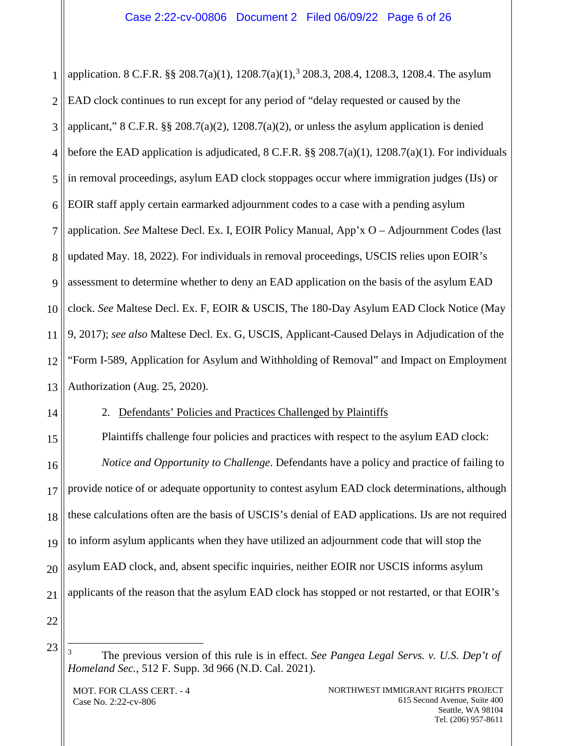application. 8 C.F.R. §§ 208.7(a)(1), 1208.7(a)(1),[3] 208.3, 208.4, 1208.3, 1208.4. The asylum EAD clock continues to run except for any period of "delay requested or caused by the applicant," 8 C.F.R. §§ 208.7(a)(2), 1208.7(a)(2), or unless the asylum application is denied before the EAD application is adjudicated, 8 C.F.R. §§ 208.7(a)(1), 1208.7(a)(1). For individuals in removal proceedings, asylum EAD clock stoppages occur where immigration judges (IJs) or EOIR staff apply certain earmarked adjournment codes to a case with a pending asylum application. *See* Maltese Decl. Ex. I, EOIR Policy Manual, App'x O – Adjournment Codes (last updated May. 18, 2022). For individuals in removal proceedings, USCIS relies upon EOIR's assessment to determine whether to deny an EAD application on the basis of the asylum EAD clock. *See* Maltese Decl. Ex. F, EOIR & USCIS, The 180-Day Asylum EAD Clock Notice (May 9, 2017); *see also* Maltese Decl. Ex. G, USCIS, Applicant-Caused Delays in Adjudication of the "Form I-589, Application for Asylum and Withholding of Removal" and Impact on Employment Authorization (Aug. 25, 2020).

2. <u>Defendants' Policies and Practices Challenged by Plaintiffs</u>

Plaintiffs challenge four policies and practices with respect to the asylum EAD clock:

*Notice and Opportunity to Challenge*. Defendants have a policy and practice of failing to provide notice of or adequate opportunity to contest asylum EAD clock determinations, although these calculations often are the basis of USCIS's denial of EAD applications. IJs are not required to inform asylum applicants when they have utilized an adjournment code that will stop the asylum EAD clock, and, absent specific inquiries, neither EOIR nor USCIS informs asylum applicants of the reason that the asylum EAD clock has stopped or not restarted, or that EOIR's

[3] The previous version of this rule is in effect. *See Pangea Legal Servs. v. U.S. Dep't of Homeland Sec.*, 512 F. Supp. 3d 966 (N.D. Cal. 2021).

MOT. FOR CLASS CERT. - 4
Case No. 2:22-cv-806

NORTHWEST IMMIGRANT RIGHTS PROJECT
615 Second Avenue, Suite 400
Seattle, WA 98104
Tel. (206) 957-8611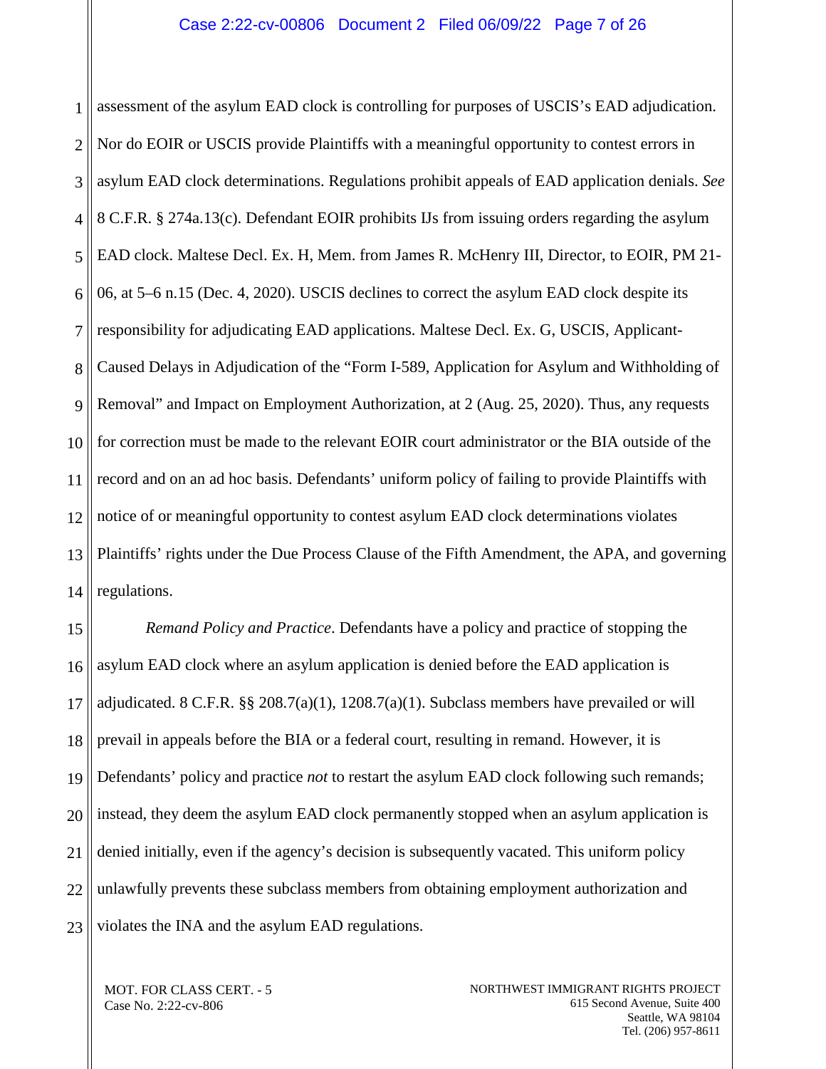assessment of the asylum EAD clock is controlling for purposes of USCIS's EAD adjudication. Nor do EOIR or USCIS provide Plaintiffs with a meaningful opportunity to contest errors in asylum EAD clock determinations. Regulations prohibit appeals of EAD application denials. *See* 8 C.F.R. § 274a.13(c). Defendant EOIR prohibits IJs from issuing orders regarding the asylum EAD clock. Maltese Decl. Ex. H, Mem. from James R. McHenry III, Director, to EOIR, PM 21-06, at 5–6 n.15 (Dec. 4, 2020). USCIS declines to correct the asylum EAD clock despite its responsibility for adjudicating EAD applications. Maltese Decl. Ex. G, USCIS, Applicant-Caused Delays in Adjudication of the "Form I-589, Application for Asylum and Withholding of Removal" and Impact on Employment Authorization, at 2 (Aug. 25, 2020). Thus, any requests for correction must be made to the relevant EOIR court administrator or the BIA outside of the record and on an ad hoc basis. Defendants' uniform policy of failing to provide Plaintiffs with notice of or meaningful opportunity to contest asylum EAD clock determinations violates Plaintiffs' rights under the Due Process Clause of the Fifth Amendment, the APA, and governing regulations.

*Remand Policy and Practice*. Defendants have a policy and practice of stopping the asylum EAD clock where an asylum application is denied before the EAD application is adjudicated. 8 C.F.R. §§ 208.7(a)(1), 1208.7(a)(1). Subclass members have prevailed or will prevail in appeals before the BIA or a federal court, resulting in remand. However, it is Defendants' policy and practice *not* to restart the asylum EAD clock following such remands; instead, they deem the asylum EAD clock permanently stopped when an asylum application is denied initially, even if the agency's decision is subsequently vacated. This uniform policy unlawfully prevents these subclass members from obtaining employment authorization and violates the INA and the asylum EAD regulations.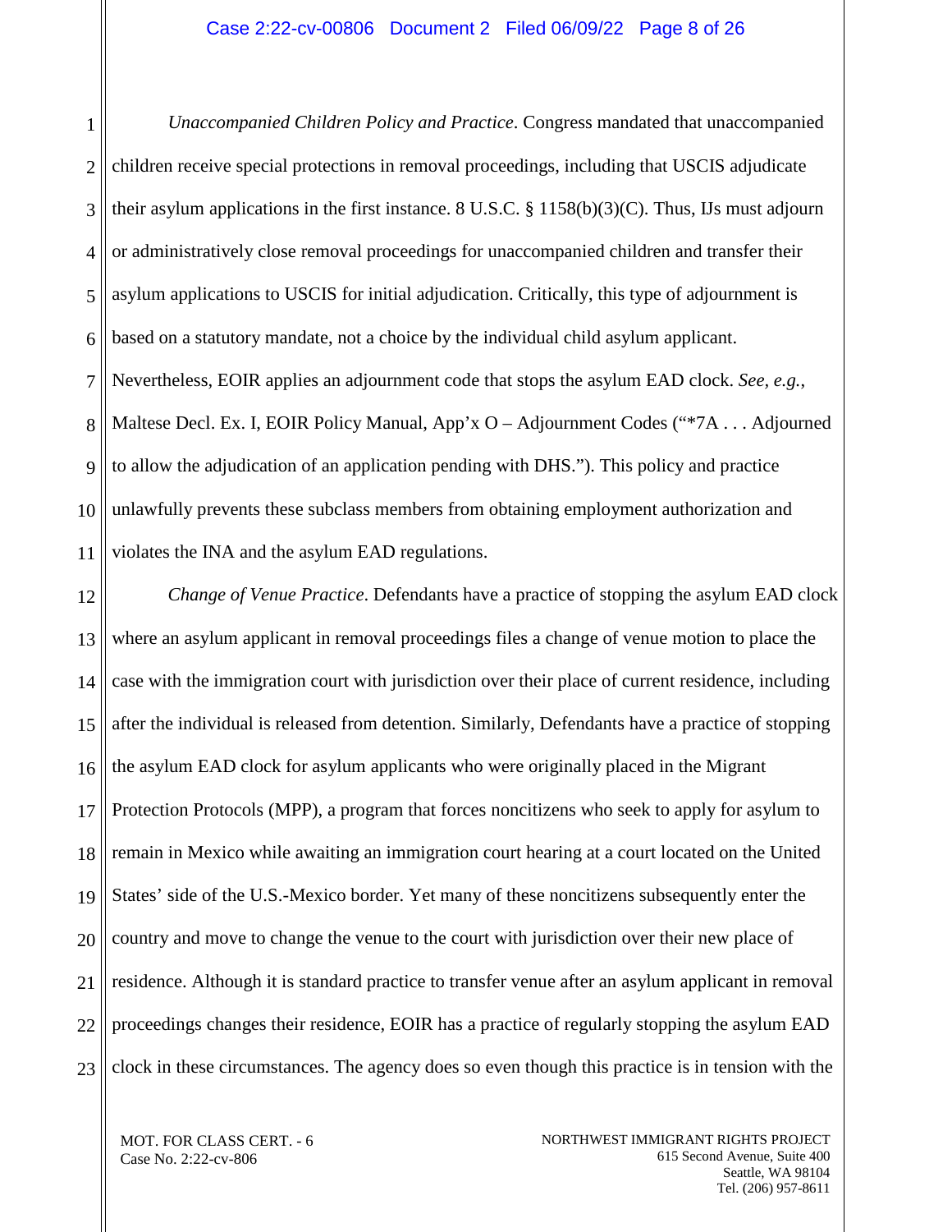*Unaccompanied Children Policy and Practice*. Congress mandated that unaccompanied children receive special protections in removal proceedings, including that USCIS adjudicate their asylum applications in the first instance. 8 U.S.C. § 1158(b)(3)(C). Thus, IJs must adjourn or administratively close removal proceedings for unaccompanied children and transfer their asylum applications to USCIS for initial adjudication. Critically, this type of adjournment is based on a statutory mandate, not a choice by the individual child asylum applicant. Nevertheless, EOIR applies an adjournment code that stops the asylum EAD clock. *See, e.g.*, Maltese Decl. Ex. I, EOIR Policy Manual, App'x O – Adjournment Codes ("*7A . . . Adjourned to allow the adjudication of an application pending with DHS."). This policy and practice unlawfully prevents these subclass members from obtaining employment authorization and violates the INA and the asylum EAD regulations.

*Change of Venue Practice*. Defendants have a practice of stopping the asylum EAD clock where an asylum applicant in removal proceedings files a change of venue motion to place the case with the immigration court with jurisdiction over their place of current residence, including after the individual is released from detention. Similarly, Defendants have a practice of stopping the asylum EAD clock for asylum applicants who were originally placed in the Migrant Protection Protocols (MPP), a program that forces noncitizens who seek to apply for asylum to remain in Mexico while awaiting an immigration court hearing at a court located on the United States' side of the U.S.-Mexico border. Yet many of these noncitizens subsequently enter the country and move to change the venue to the court with jurisdiction over their new place of residence. Although it is standard practice to transfer venue after an asylum applicant in removal proceedings changes their residence, EOIR has a practice of regularly stopping the asylum EAD clock in these circumstances. The agency does so even though this practice is in tension with the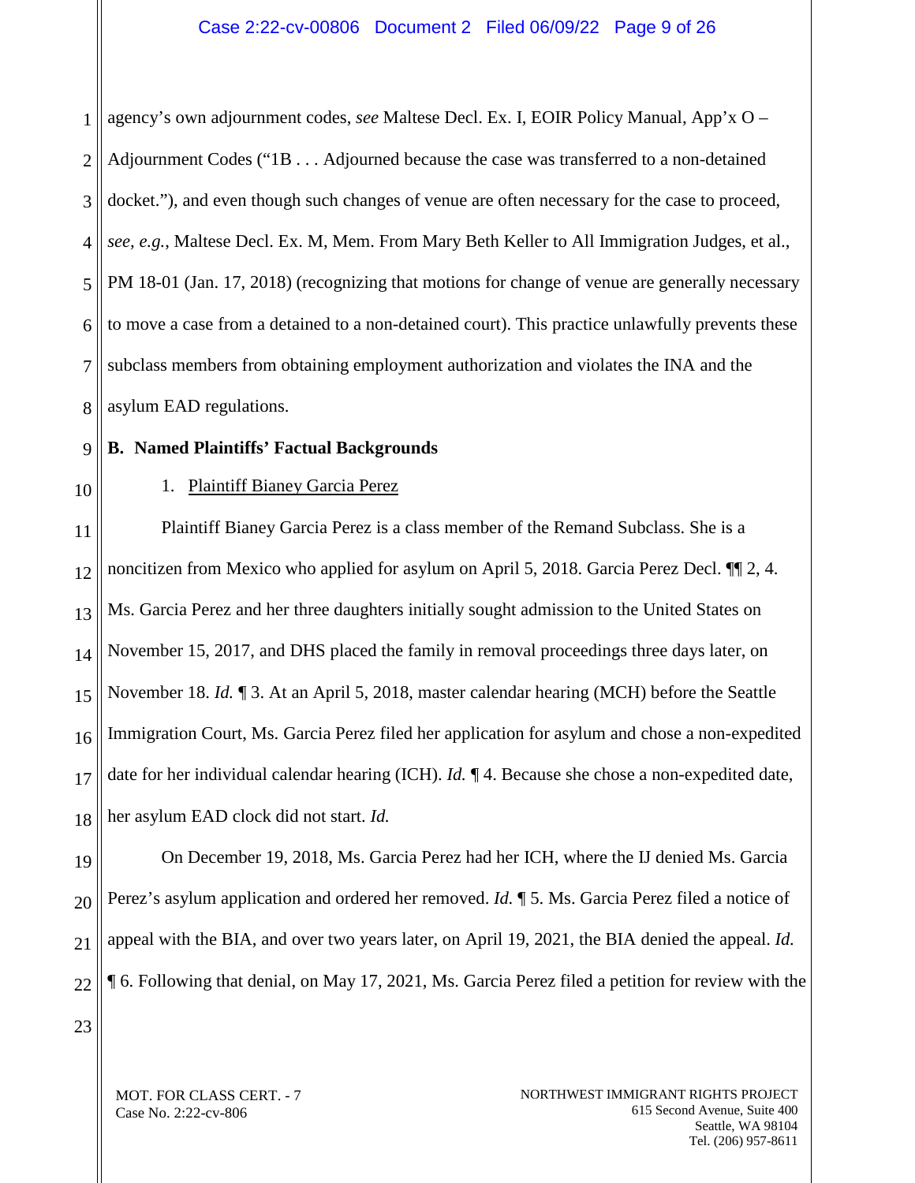agency's own adjournment codes, *see* Maltese Decl. Ex. I, EOIR Policy Manual, App'x O – Adjournment Codes ("1B . . . Adjourned because the case was transferred to a non-detained docket."), and even though such changes of venue are often necessary for the case to proceed, *see, e.g.*, Maltese Decl. Ex. M, Mem. From Mary Beth Keller to All Immigration Judges, et al., PM 18-01 (Jan. 17, 2018) (recognizing that motions for change of venue are generally necessary to move a case from a detained to a non-detained court). This practice unlawfully prevents these subclass members from obtaining employment authorization and violates the INA and the asylum EAD regulations.

**B. Named Plaintiffs' Factual Backgrounds**

1. Plaintiff Bianey Garcia Perez

Plaintiff Bianey Garcia Perez is a class member of the Remand Subclass. She is a noncitizen from Mexico who applied for asylum on April 5, 2018. Garcia Perez Decl. ¶¶ 2, 4. Ms. Garcia Perez and her three daughters initially sought admission to the United States on November 15, 2017, and DHS placed the family in removal proceedings three days later, on November 18. *Id.* ¶ 3. At an April 5, 2018, master calendar hearing (MCH) before the Seattle Immigration Court, Ms. Garcia Perez filed her application for asylum and chose a non-expedited date for her individual calendar hearing (ICH). *Id.* ¶ 4. Because she chose a non-expedited date, her asylum EAD clock did not start. *Id.*

On December 19, 2018, Ms. Garcia Perez had her ICH, where the IJ denied Ms. Garcia Perez's asylum application and ordered her removed. *Id.* ¶ 5. Ms. Garcia Perez filed a notice of appeal with the BIA, and over two years later, on April 19, 2021, the BIA denied the appeal. *Id.* ¶ 6. Following that denial, on May 17, 2021, Ms. Garcia Perez filed a petition for review with the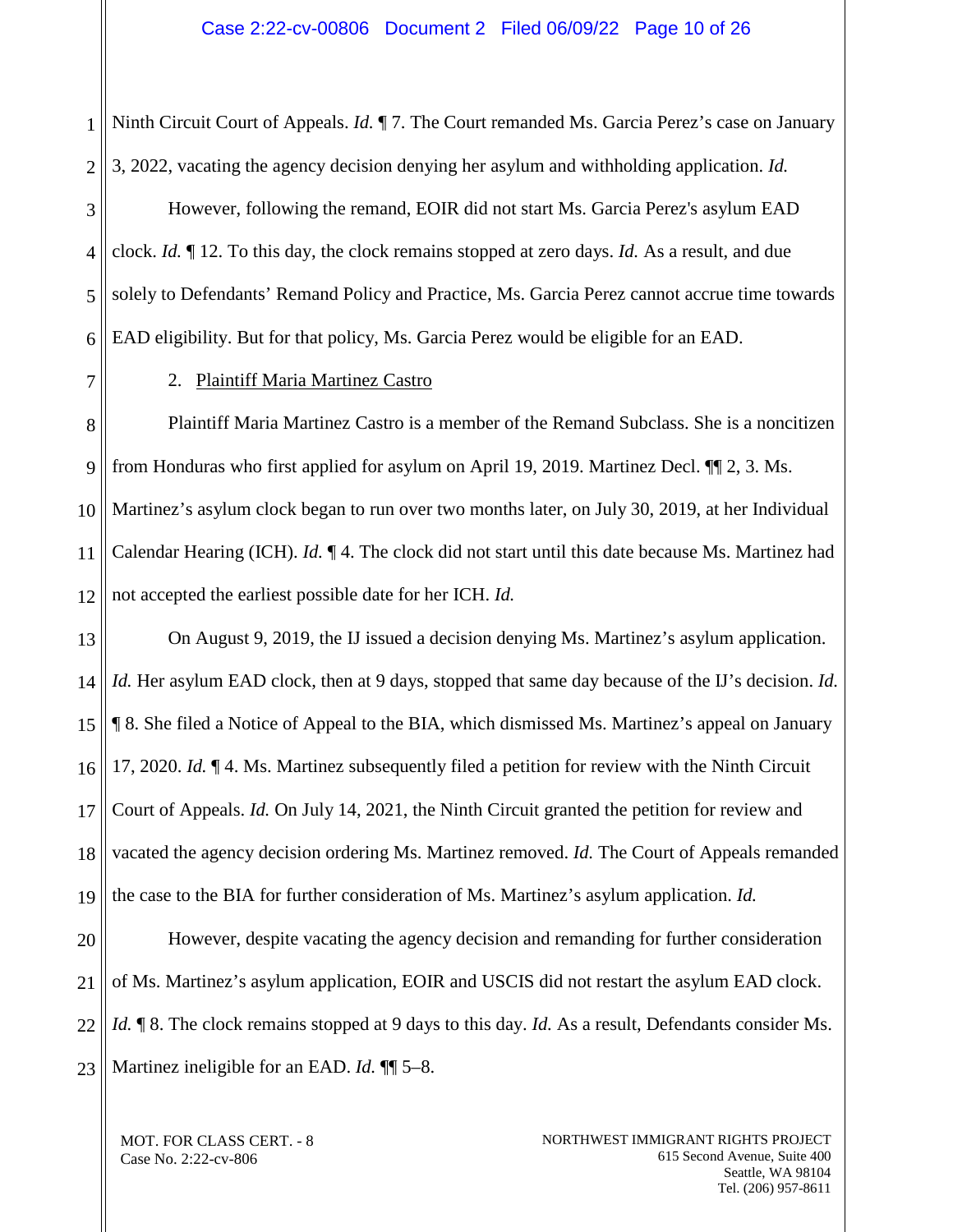Ninth Circuit Court of Appeals. *Id.* ¶ 7. The Court remanded Ms. Garcia Perez's case on January 3, 2022, vacating the agency decision denying her asylum and withholding application. *Id.*

However, following the remand, EOIR did not start Ms. Garcia Perez's asylum EAD clock. *Id.* ¶ 12. To this day, the clock remains stopped at zero days. *Id.* As a result, and due solely to Defendants' Remand Policy and Practice, Ms. Garcia Perez cannot accrue time towards EAD eligibility. But for that policy, Ms. Garcia Perez would be eligible for an EAD.

2. <u>Plaintiff Maria Martinez Castro</u>

Plaintiff Maria Martinez Castro is a member of the Remand Subclass. She is a noncitizen from Honduras who first applied for asylum on April 19, 2019. Martinez Decl. ¶¶ 2, 3. Ms. Martinez's asylum clock began to run over two months later, on July 30, 2019, at her Individual Calendar Hearing (ICH). *Id.* ¶ 4. The clock did not start until this date because Ms. Martinez had not accepted the earliest possible date for her ICH. *Id.*

On August 9, 2019, the IJ issued a decision denying Ms. Martinez's asylum application. *Id.* Her asylum EAD clock, then at 9 days, stopped that same day because of the IJ's decision. *Id.* ¶ 8. She filed a Notice of Appeal to the BIA, which dismissed Ms. Martinez's appeal on January 17, 2020. *Id.* ¶ 4. Ms. Martinez subsequently filed a petition for review with the Ninth Circuit Court of Appeals. *Id.* On July 14, 2021, the Ninth Circuit granted the petition for review and vacated the agency decision ordering Ms. Martinez removed. *Id.* The Court of Appeals remanded the case to the BIA for further consideration of Ms. Martinez's asylum application. *Id.*

However, despite vacating the agency decision and remanding for further consideration of Ms. Martinez's asylum application, EOIR and USCIS did not restart the asylum EAD clock. *Id.* ¶ 8. The clock remains stopped at 9 days to this day. *Id.* As a result, Defendants consider Ms. Martinez ineligible for an EAD. *Id.* ¶¶ 5–8.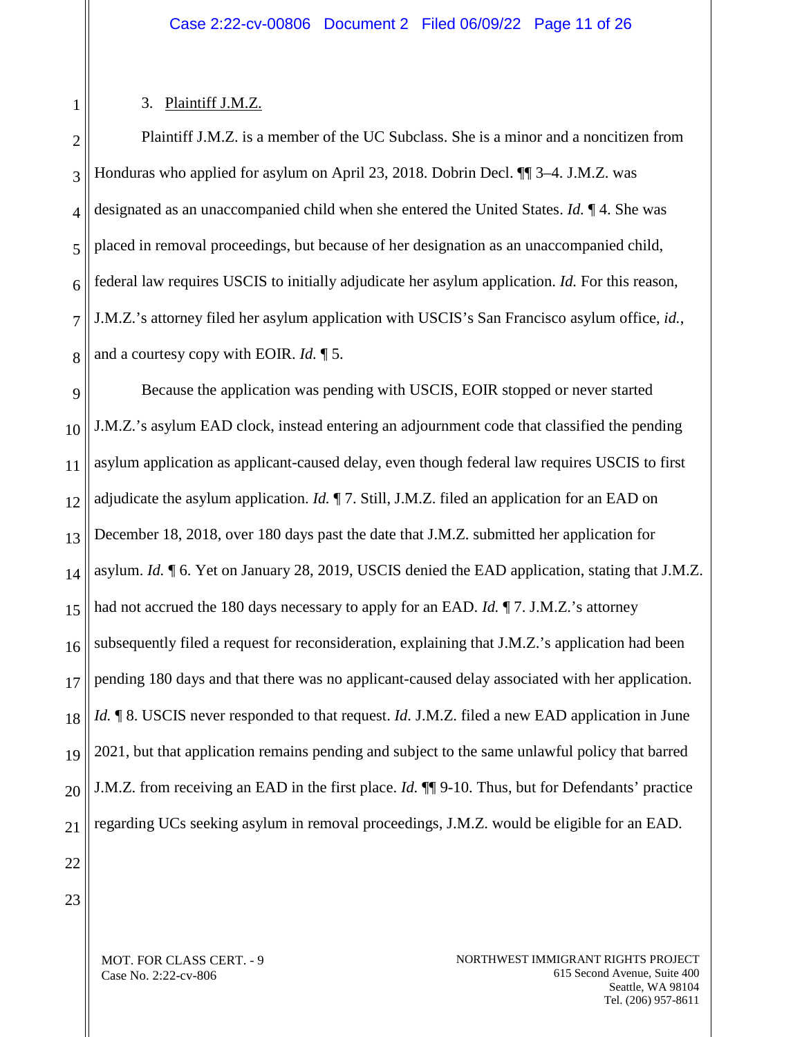3. <u>Plaintiff J.M.Z.</u>

Plaintiff J.M.Z. is a member of the UC Subclass. She is a minor and a noncitizen from Honduras who applied for asylum on April 23, 2018. Dobrin Decl. ¶¶ 3–4. J.M.Z. was designated as an unaccompanied child when she entered the United States. *Id.* ¶ 4. She was placed in removal proceedings, but because of her designation as an unaccompanied child, federal law requires USCIS to initially adjudicate her asylum application. *Id.* For this reason, J.M.Z.'s attorney filed her asylum application with USCIS's San Francisco asylum office, *id.*, and a courtesy copy with EOIR. *Id.* ¶ 5.

Because the application was pending with USCIS, EOIR stopped or never started J.M.Z.'s asylum EAD clock, instead entering an adjournment code that classified the pending asylum application as applicant-caused delay, even though federal law requires USCIS to first adjudicate the asylum application. *Id.* ¶ 7. Still, J.M.Z. filed an application for an EAD on December 18, 2018, over 180 days past the date that J.M.Z. submitted her application for asylum. *Id.* ¶ 6. Yet on January 28, 2019, USCIS denied the EAD application, stating that J.M.Z. had not accrued the 180 days necessary to apply for an EAD. *Id.* ¶ 7. J.M.Z.'s attorney subsequently filed a request for reconsideration, explaining that J.M.Z.'s application had been pending 180 days and that there was no applicant-caused delay associated with her application. *Id.* ¶ 8. USCIS never responded to that request. *Id.* J.M.Z. filed a new EAD application in June 2021, but that application remains pending and subject to the same unlawful policy that barred J.M.Z. from receiving an EAD in the first place. *Id.* ¶¶ 9-10. Thus, but for Defendants' practice regarding UCs seeking asylum in removal proceedings, J.M.Z. would be eligible for an EAD.

MOT. FOR CLASS CERT. - 9
Case No. 2:22-cv-806

NORTHWEST IMMIGRANT RIGHTS PROJECT
615 Second Avenue, Suite 400
Seattle, WA 98104
Tel. (206) 957-8611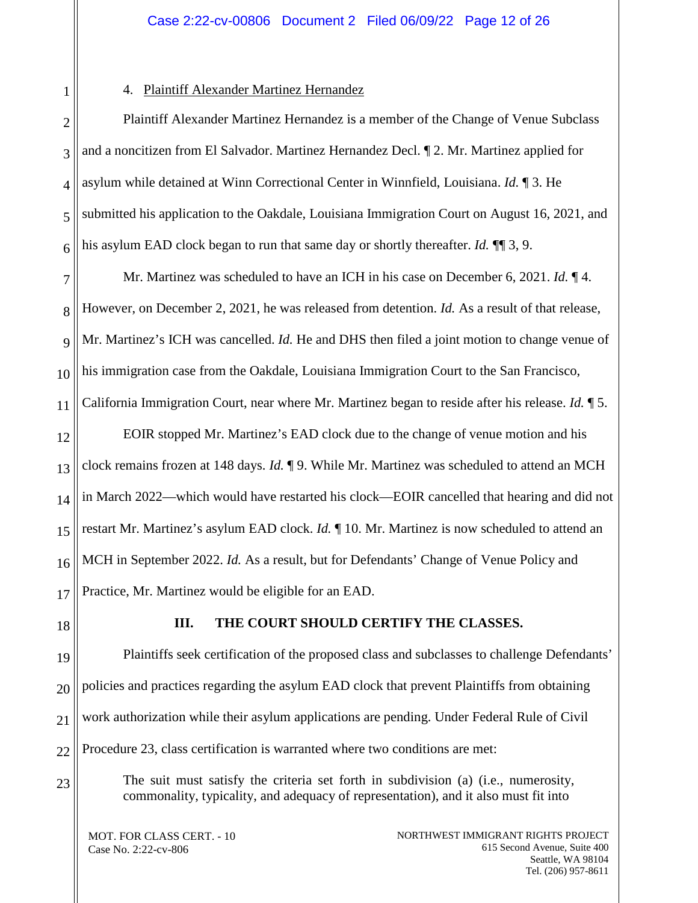4. Plaintiff Alexander Martinez Hernandez

Plaintiff Alexander Martinez Hernandez is a member of the Change of Venue Subclass and a noncitizen from El Salvador. Martinez Hernandez Decl. ¶ 2. Mr. Martinez applied for asylum while detained at Winn Correctional Center in Winnfield, Louisiana. *Id.* ¶ 3. He submitted his application to the Oakdale, Louisiana Immigration Court on August 16, 2021, and his asylum EAD clock began to run that same day or shortly thereafter. *Id.* ¶¶ 3, 9.

Mr. Martinez was scheduled to have an ICH in his case on December 6, 2021. *Id.* ¶ 4. However, on December 2, 2021, he was released from detention. *Id.* As a result of that release, Mr. Martinez's ICH was cancelled. *Id.* He and DHS then filed a joint motion to change venue of his immigration case from the Oakdale, Louisiana Immigration Court to the San Francisco, California Immigration Court, near where Mr. Martinez began to reside after his release. *Id.* ¶ 5.

EOIR stopped Mr. Martinez's EAD clock due to the change of venue motion and his clock remains frozen at 148 days. *Id.* ¶ 9. While Mr. Martinez was scheduled to attend an MCH in March 2022—which would have restarted his clock—EOIR cancelled that hearing and did not restart Mr. Martinez's asylum EAD clock. *Id.* ¶ 10. Mr. Martinez is now scheduled to attend an MCH in September 2022. *Id.* As a result, but for Defendants' Change of Venue Policy and Practice, Mr. Martinez would be eligible for an EAD.

## III. THE COURT SHOULD CERTIFY THE CLASSES.

Plaintiffs seek certification of the proposed class and subclasses to challenge Defendants' policies and practices regarding the asylum EAD clock that prevent Plaintiffs from obtaining work authorization while their asylum applications are pending. Under Federal Rule of Civil Procedure 23, class certification is warranted where two conditions are met:

> The suit must satisfy the criteria set forth in subdivision (a) (i.e., numerosity, commonality, typicality, and adequacy of representation), and it also must fit into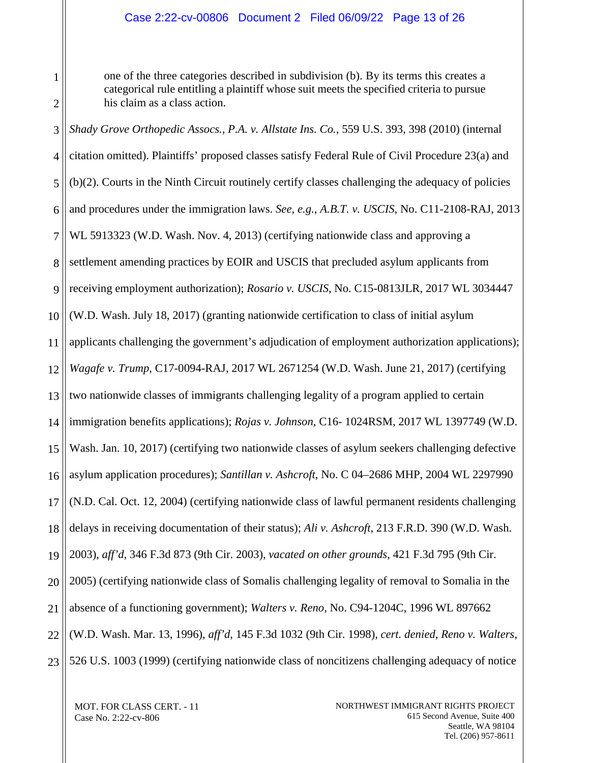> one of the three categories described in subdivision (b). By its terms this creates a categorical rule entitling a plaintiff whose suit meets the specified criteria to pursue his claim as a class action.

*Shady Grove Orthopedic Assocs., P.A. v. Allstate Ins. Co.*, 559 U.S. 393, 398 (2010) (internal citation omitted). Plaintiffs' proposed classes satisfy Federal Rule of Civil Procedure 23(a) and (b)(2). Courts in the Ninth Circuit routinely certify classes challenging the adequacy of policies and procedures under the immigration laws. *See, e.g.*, *A.B.T. v. USCIS*, No. C11-2108-RAJ, 2013 WL 5913323 (W.D. Wash. Nov. 4, 2013) (certifying nationwide class and approving a settlement amending practices by EOIR and USCIS that precluded asylum applicants from receiving employment authorization); *Rosario v. USCIS*, No. C15-0813JLR, 2017 WL 3034447 (W.D. Wash. July 18, 2017) (granting nationwide certification to class of initial asylum applicants challenging the government's adjudication of employment authorization applications); *Wagafe v. Trump*, C17-0094-RAJ, 2017 WL 2671254 (W.D. Wash. June 21, 2017) (certifying two nationwide classes of immigrants challenging legality of a program applied to certain immigration benefits applications); *Rojas v. Johnson*, C16- 1024RSM, 2017 WL 1397749 (W.D. Wash. Jan. 10, 2017) (certifying two nationwide classes of asylum seekers challenging defective asylum application procedures); *Santillan v. Ashcroft*, No. C 04–2686 MHP, 2004 WL 2297990 (N.D. Cal. Oct. 12, 2004) (certifying nationwide class of lawful permanent residents challenging delays in receiving documentation of their status); *Ali v. Ashcroft*, 213 F.R.D. 390 (W.D. Wash. 2003), *aff'd*, 346 F.3d 873 (9th Cir. 2003), *vacated on other grounds*, 421 F.3d 795 (9th Cir. 2005) (certifying nationwide class of Somalis challenging legality of removal to Somalia in the absence of a functioning government); *Walters v. Reno*, No. C94-1204C, 1996 WL 897662 (W.D. Wash. Mar. 13, 1996), *aff'd*, 145 F.3d 1032 (9th Cir. 1998), *cert. denied*, *Reno v. Walters*, 526 U.S. 1003 (1999) (certifying nationwide class of noncitizens challenging adequacy of notice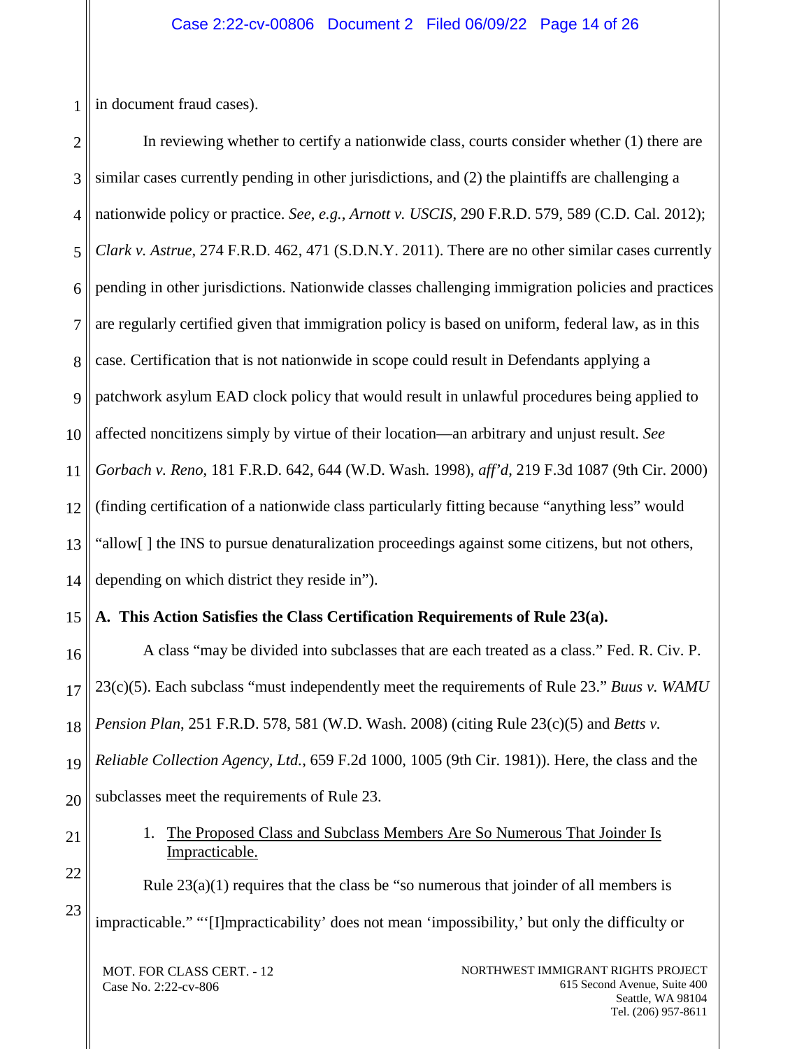in document fraud cases).

In reviewing whether to certify a nationwide class, courts consider whether (1) there are similar cases currently pending in other jurisdictions, and (2) the plaintiffs are challenging a nationwide policy or practice. *See, e.g.*, *Arnott v. USCIS*, 290 F.R.D. 579, 589 (C.D. Cal. 2012); *Clark v. Astrue*, 274 F.R.D. 462, 471 (S.D.N.Y. 2011). There are no other similar cases currently pending in other jurisdictions. Nationwide classes challenging immigration policies and practices are regularly certified given that immigration policy is based on uniform, federal law, as in this case. Certification that is not nationwide in scope could result in Defendants applying a patchwork asylum EAD clock policy that would result in unlawful procedures being applied to affected noncitizens simply by virtue of their location—an arbitrary and unjust result. *See Gorbach v. Reno*, 181 F.R.D. 642, 644 (W.D. Wash. 1998), *aff'd*, 219 F.3d 1087 (9th Cir. 2000) (finding certification of a nationwide class particularly fitting because "anything less" would "allow[ ] the INS to pursue denaturalization proceedings against some citizens, but not others, depending on which district they reside in").

**A. This Action Satisfies the Class Certification Requirements of Rule 23(a).**

A class "may be divided into subclasses that are each treated as a class." Fed. R. Civ. P. 23(c)(5). Each subclass "must independently meet the requirements of Rule 23." *Buus v. WAMU Pension Plan*, 251 F.R.D. 578, 581 (W.D. Wash. 2008) (citing Rule 23(c)(5) and *Betts v. Reliable Collection Agency, Ltd.*, 659 F.2d 1000, 1005 (9th Cir. 1981)). Here, the class and the subclasses meet the requirements of Rule 23.

1. The Proposed Class and Subclass Members Are So Numerous That Joinder Is Impracticable.

Rule 23(a)(1) requires that the class be "so numerous that joinder of all members is impracticable." "'[I]mpracticability' does not mean 'impossibility,' but only the difficulty or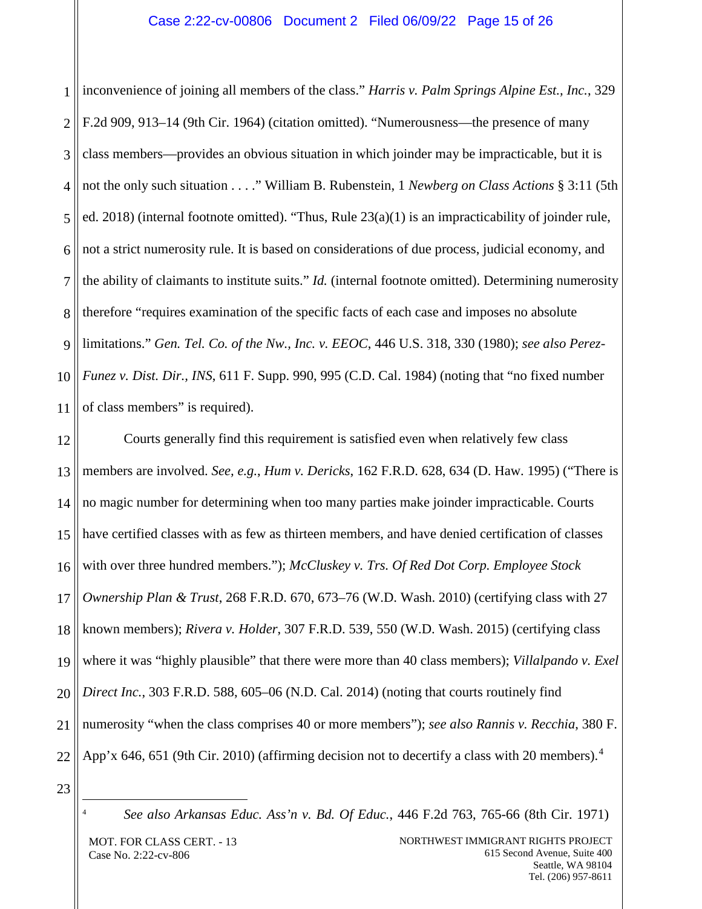inconvenience of joining all members of the class." *Harris v. Palm Springs Alpine Est., Inc.*, 329 F.2d 909, 913–14 (9th Cir. 1964) (citation omitted). "Numerousness—the presence of many class members—provides an obvious situation in which joinder may be impracticable, but it is not the only such situation . . . ." William B. Rubenstein, 1 *Newberg on Class Actions* § 3:11 (5th ed. 2018) (internal footnote omitted). "Thus, Rule 23(a)(1) is an impracticability of joinder rule, not a strict numerosity rule. It is based on considerations of due process, judicial economy, and the ability of claimants to institute suits." *Id.* (internal footnote omitted). Determining numerosity therefore "requires examination of the specific facts of each case and imposes no absolute limitations." *Gen. Tel. Co. of the Nw., Inc. v. EEOC*, 446 U.S. 318, 330 (1980); *see also Perez-Funez v. Dist. Dir., INS*, 611 F. Supp. 990, 995 (C.D. Cal. 1984) (noting that "no fixed number of class members" is required).

Courts generally find this requirement is satisfied even when relatively few class members are involved. *See, e.g.*, *Hum v. Dericks*, 162 F.R.D. 628, 634 (D. Haw. 1995) ("There is no magic number for determining when too many parties make joinder impracticable. Courts have certified classes with as few as thirteen members, and have denied certification of classes with over three hundred members."); *McCluskey v. Trs. Of Red Dot Corp. Employee Stock Ownership Plan & Trust*, 268 F.R.D. 670, 673–76 (W.D. Wash. 2010) (certifying class with 27 known members); *Rivera v. Holder*, 307 F.R.D. 539, 550 (W.D. Wash. 2015) (certifying class where it was "highly plausible" that there were more than 40 class members); *Villalpando v. Exel Direct Inc.*, 303 F.R.D. 588, 605–06 (N.D. Cal. 2014) (noting that courts routinely find numerosity "when the class comprises 40 or more members"); *see also Rannis v. Recchia*, 380 F. App'x 646, 651 (9th Cir. 2010) (affirming decision not to decertify a class with 20 members).[4]

---

[4] *See also Arkansas Educ. Ass'n v. Bd. Of Educ.*, 446 F.2d 763, 765-66 (8th Cir. 1971)

MOT. FOR CLASS CERT. - 13
Case No. 2:22-cv-806

NORTHWEST IMMIGRANT RIGHTS PROJECT
615 Second Avenue, Suite 400
Seattle, WA 98104
Tel. (206) 957-8611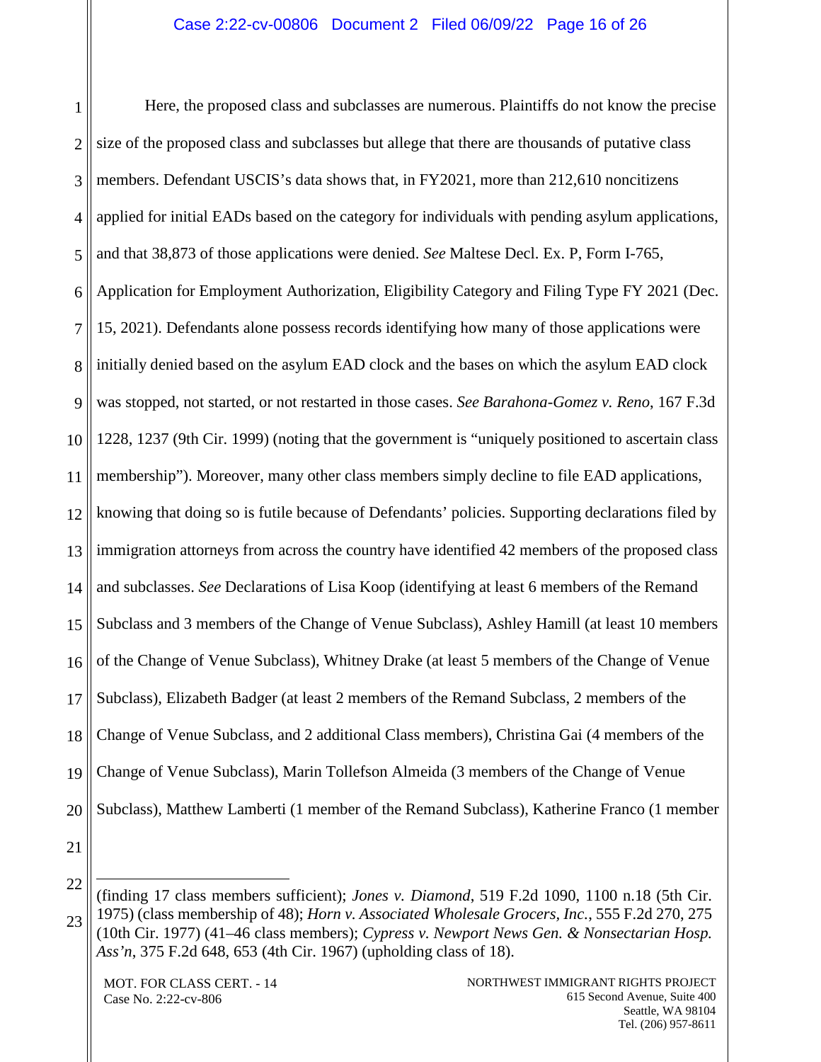Here, the proposed class and subclasses are numerous. Plaintiffs do not know the precise size of the proposed class and subclasses but allege that there are thousands of putative class members. Defendant USCIS's data shows that, in FY2021, more than 212,610 noncitizens applied for initial EADs based on the category for individuals with pending asylum applications, and that 38,873 of those applications were denied. *See* Maltese Decl. Ex. P, Form I-765, Application for Employment Authorization, Eligibility Category and Filing Type FY 2021 (Dec. 15, 2021). Defendants alone possess records identifying how many of those applications were initially denied based on the asylum EAD clock and the bases on which the asylum EAD clock was stopped, not started, or not restarted in those cases. *See Barahona-Gomez v. Reno*, 167 F.3d 1228, 1237 (9th Cir. 1999) (noting that the government is "uniquely positioned to ascertain class membership"). Moreover, many other class members simply decline to file EAD applications, knowing that doing so is futile because of Defendants' policies. Supporting declarations filed by immigration attorneys from across the country have identified 42 members of the proposed class and subclasses. *See* Declarations of Lisa Koop (identifying at least 6 members of the Remand Subclass and 3 members of the Change of Venue Subclass), Ashley Hamill (at least 10 members of the Change of Venue Subclass), Whitney Drake (at least 5 members of the Change of Venue Subclass), Elizabeth Badger (at least 2 members of the Remand Subclass, 2 members of the Change of Venue Subclass, and 2 additional Class members), Christina Gai (4 members of the Change of Venue Subclass), Marin Tollefson Almeida (3 members of the Change of Venue Subclass), Matthew Lamberti (1 member of the Remand Subclass), Katherine Franco (1 member

---

(finding 17 class members sufficient); *Jones v. Diamond*, 519 F.2d 1090, 1100 n.18 (5th Cir. 1975) (class membership of 48); *Horn v. Associated Wholesale Grocers, Inc.*, 555 F.2d 270, 275 (10th Cir. 1977) (41–46 class members); *Cypress v. Newport News Gen. & Nonsectarian Hosp. Ass'n*, 375 F.2d 648, 653 (4th Cir. 1967) (upholding class of 18).

MOT. FOR CLASS CERT. - 14
Case No. 2:22-cv-806

NORTHWEST IMMIGRANT RIGHTS PROJECT
615 Second Avenue, Suite 400
Seattle, WA 98104
Tel. (206) 957-8611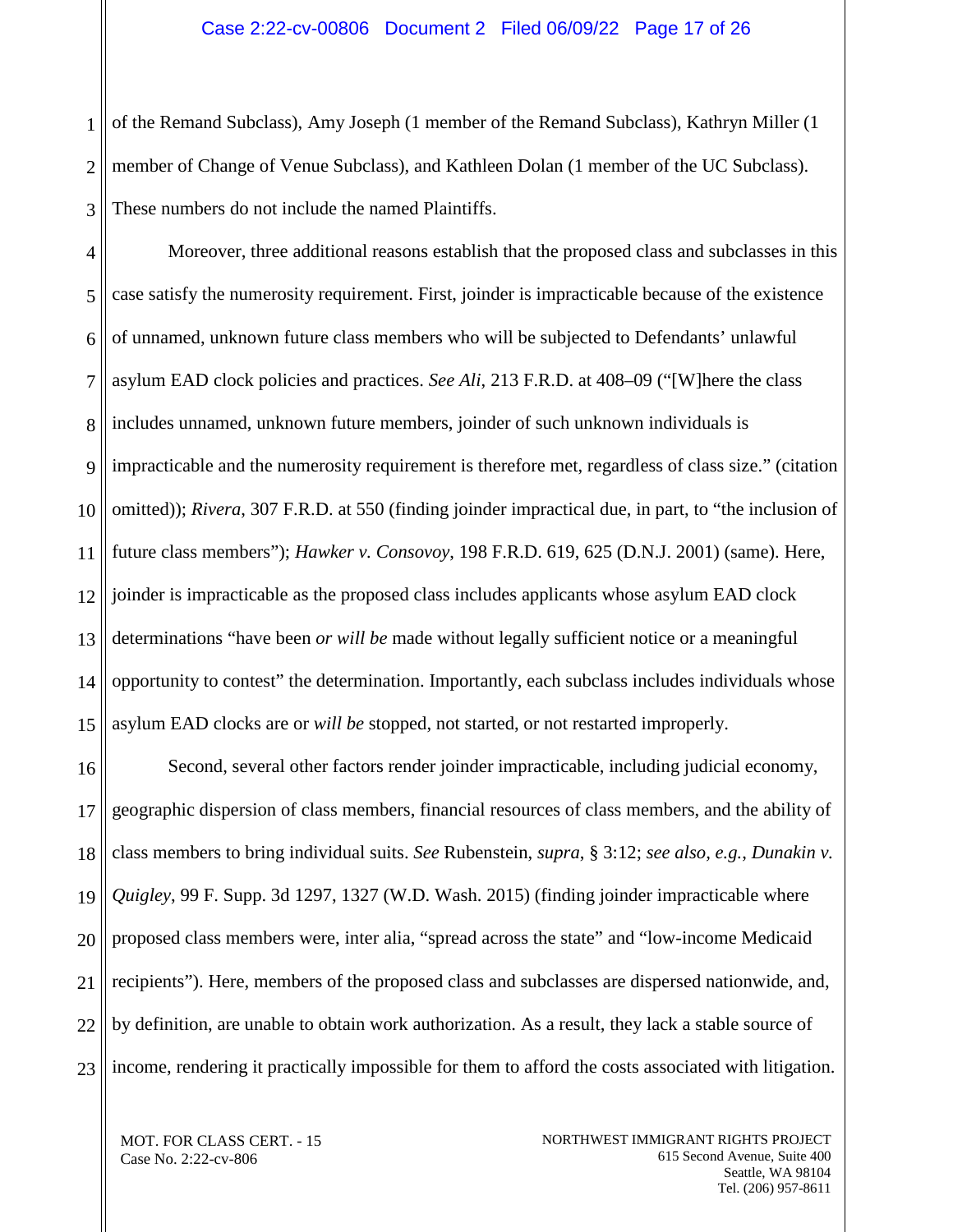of the Remand Subclass), Amy Joseph (1 member of the Remand Subclass), Kathryn Miller (1 member of Change of Venue Subclass), and Kathleen Dolan (1 member of the UC Subclass). These numbers do not include the named Plaintiffs.

Moreover, three additional reasons establish that the proposed class and subclasses in this case satisfy the numerosity requirement. First, joinder is impracticable because of the existence of unnamed, unknown future class members who will be subjected to Defendants' unlawful asylum EAD clock policies and practices. *See Ali*, 213 F.R.D. at 408–09 ("[W]here the class includes unnamed, unknown future members, joinder of such unknown individuals is impracticable and the numerosity requirement is therefore met, regardless of class size." (citation omitted)); *Rivera*, 307 F.R.D. at 550 (finding joinder impractical due, in part, to "the inclusion of future class members"); *Hawker v. Consovoy*, 198 F.R.D. 619, 625 (D.N.J. 2001) (same). Here, joinder is impracticable as the proposed class includes applicants whose asylum EAD clock determinations "have been *or will be* made without legally sufficient notice or a meaningful opportunity to contest" the determination. Importantly, each subclass includes individuals whose asylum EAD clocks are or *will be* stopped, not started, or not restarted improperly.

Second, several other factors render joinder impracticable, including judicial economy, geographic dispersion of class members, financial resources of class members, and the ability of class members to bring individual suits. *See* Rubenstein, *supra*, § 3:12; *see also, e.g.*, *Dunakin v. Quigley*, 99 F. Supp. 3d 1297, 1327 (W.D. Wash. 2015) (finding joinder impracticable where proposed class members were, inter alia, "spread across the state" and "low-income Medicaid recipients"). Here, members of the proposed class and subclasses are dispersed nationwide, and, by definition, are unable to obtain work authorization. As a result, they lack a stable source of income, rendering it practically impossible for them to afford the costs associated with litigation.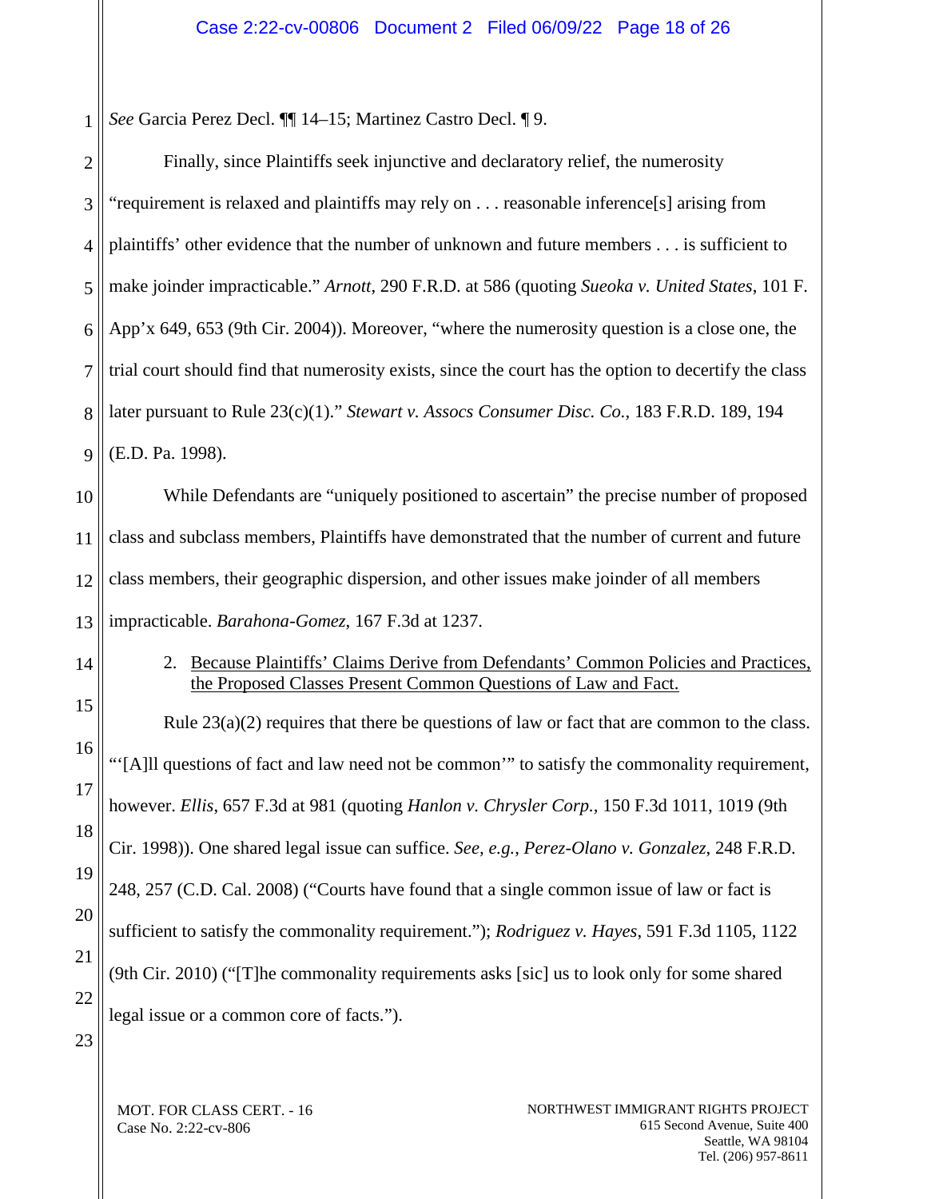*See* Garcia Perez Decl. ¶¶ 14–15; Martinez Castro Decl. ¶ 9.

Finally, since Plaintiffs seek injunctive and declaratory relief, the numerosity "requirement is relaxed and plaintiffs may rely on . . . reasonable inference[s] arising from plaintiffs' other evidence that the number of unknown and future members . . . is sufficient to make joinder impracticable." *Arnott*, 290 F.R.D. at 586 (quoting *Sueoka v. United States*, 101 F. App'x 649, 653 (9th Cir. 2004)). Moreover, "where the numerosity question is a close one, the trial court should find that numerosity exists, since the court has the option to decertify the class later pursuant to Rule 23(c)(1)." *Stewart v. Assocs Consumer Disc. Co.*, 183 F.R.D. 189, 194 (E.D. Pa. 1998).

While Defendants are "uniquely positioned to ascertain" the precise number of proposed class and subclass members, Plaintiffs have demonstrated that the number of current and future class members, their geographic dispersion, and other issues make joinder of all members impracticable. *Barahona-Gomez*, 167 F.3d at 1237.

2. <u>Because Plaintiffs' Claims Derive from Defendants' Common Policies and Practices, the Proposed Classes Present Common Questions of Law and Fact.</u>

Rule 23(a)(2) requires that there be questions of law or fact that are common to the class. "'[A]ll questions of fact and law need not be common'" to satisfy the commonality requirement, however. *Ellis*, 657 F.3d at 981 (quoting *Hanlon v. Chrysler Corp.,* 150 F.3d 1011, 1019 (9th Cir. 1998)). One shared legal issue can suffice. *See, e.g.*, *Perez-Olano v. Gonzalez*, 248 F.R.D. 248, 257 (C.D. Cal. 2008) ("Courts have found that a single common issue of law or fact is sufficient to satisfy the commonality requirement."); *Rodriguez v. Hayes*, 591 F.3d 1105, 1122 (9th Cir. 2010) ("[T]he commonality requirements asks [sic] us to look only for some shared legal issue or a common core of facts.").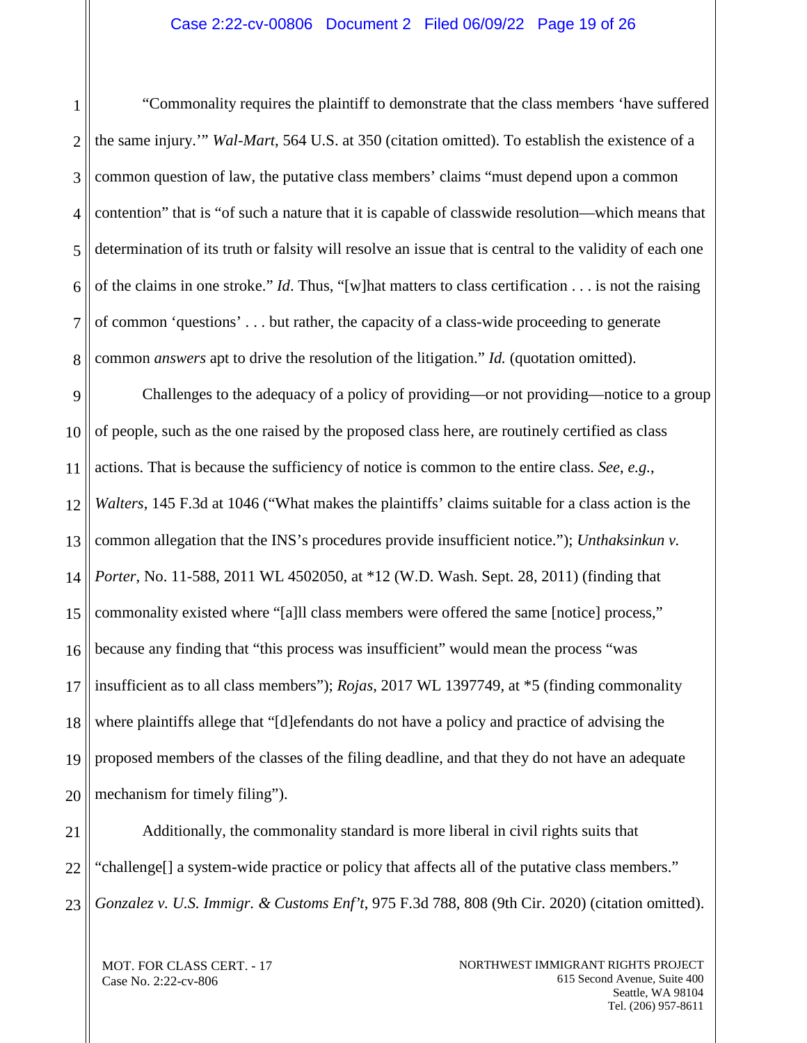"Commonality requires the plaintiff to demonstrate that the class members 'have suffered the same injury.'" *Wal-Mart*, 564 U.S. at 350 (citation omitted). To establish the existence of a common question of law, the putative class members' claims "must depend upon a common contention" that is "of such a nature that it is capable of classwide resolution—which means that determination of its truth or falsity will resolve an issue that is central to the validity of each one of the claims in one stroke." *Id*. Thus, "[w]hat matters to class certification . . . is not the raising of common 'questions' . . . but rather, the capacity of a class-wide proceeding to generate common *answers* apt to drive the resolution of the litigation." *Id.* (quotation omitted).

Challenges to the adequacy of a policy of providing—or not providing—notice to a group of people, such as the one raised by the proposed class here, are routinely certified as class actions. That is because the sufficiency of notice is common to the entire class. *See*, *e.g.*, *Walters*, 145 F.3d at 1046 ("What makes the plaintiffs' claims suitable for a class action is the common allegation that the INS's procedures provide insufficient notice."); *Unthaksinkun v. Porter*, No. 11-588, 2011 WL 4502050, at *12 (W.D. Wash. Sept. 28, 2011) (finding that commonality existed where "[a]ll class members were offered the same [notice] process," because any finding that "this process was insufficient" would mean the process "was insufficient as to all class members"); *Rojas*, 2017 WL 1397749, at *5 (finding commonality where plaintiffs allege that "[d]efendants do not have a policy and practice of advising the proposed members of the classes of the filing deadline, and that they do not have an adequate mechanism for timely filing").

Additionally, the commonality standard is more liberal in civil rights suits that "challenge[] a system-wide practice or policy that affects all of the putative class members." *Gonzalez v. U.S. Immigr. & Customs Enf't*, 975 F.3d 788, 808 (9th Cir. 2020) (citation omitted).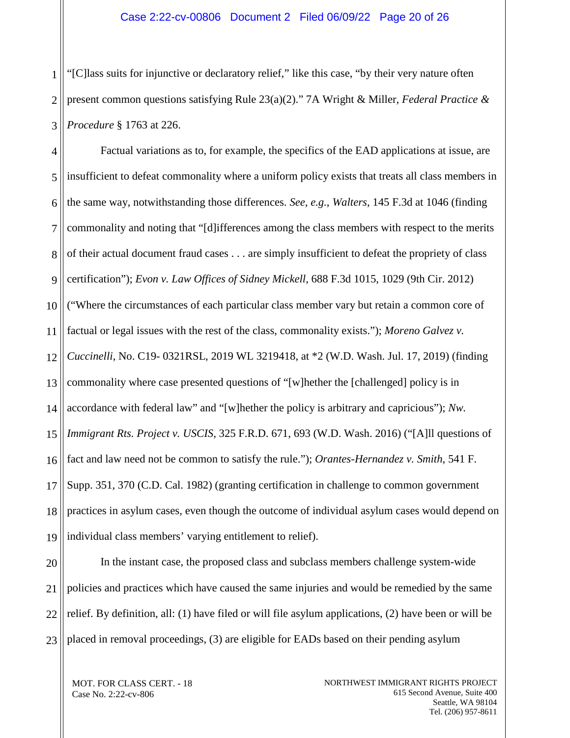"[C]lass suits for injunctive or declaratory relief," like this case, "by their very nature often present common questions satisfying Rule 23(a)(2)." 7A Wright & Miller, *Federal Practice & Procedure* § 1763 at 226.

Factual variations as to, for example, the specifics of the EAD applications at issue, are insufficient to defeat commonality where a uniform policy exists that treats all class members in the same way, notwithstanding those differences. *See, e.g.*, *Walters*, 145 F.3d at 1046 (finding commonality and noting that "[d]ifferences among the class members with respect to the merits of their actual document fraud cases . . . are simply insufficient to defeat the propriety of class certification"); *Evon v. Law Offices of Sidney Mickell*, 688 F.3d 1015, 1029 (9th Cir. 2012) ("Where the circumstances of each particular class member vary but retain a common core of factual or legal issues with the rest of the class, commonality exists."); *Moreno Galvez v. Cuccinelli*, No. C19- 0321RSL, 2019 WL 3219418, at *2 (W.D. Wash. Jul. 17, 2019) (finding commonality where case presented questions of "[w]hether the [challenged] policy is in accordance with federal law" and "[w]hether the policy is arbitrary and capricious"); *Nw. Immigrant Rts. Project v. USCIS*, 325 F.R.D. 671, 693 (W.D. Wash. 2016) ("[A]ll questions of fact and law need not be common to satisfy the rule."); *Orantes-Hernandez v. Smith*, 541 F. Supp. 351, 370 (C.D. Cal. 1982) (granting certification in challenge to common government practices in asylum cases, even though the outcome of individual asylum cases would depend on individual class members' varying entitlement to relief).

In the instant case, the proposed class and subclass members challenge system-wide policies and practices which have caused the same injuries and would be remedied by the same relief. By definition, all: (1) have filed or will file asylum applications, (2) have been or will be placed in removal proceedings, (3) are eligible for EADs based on their pending asylum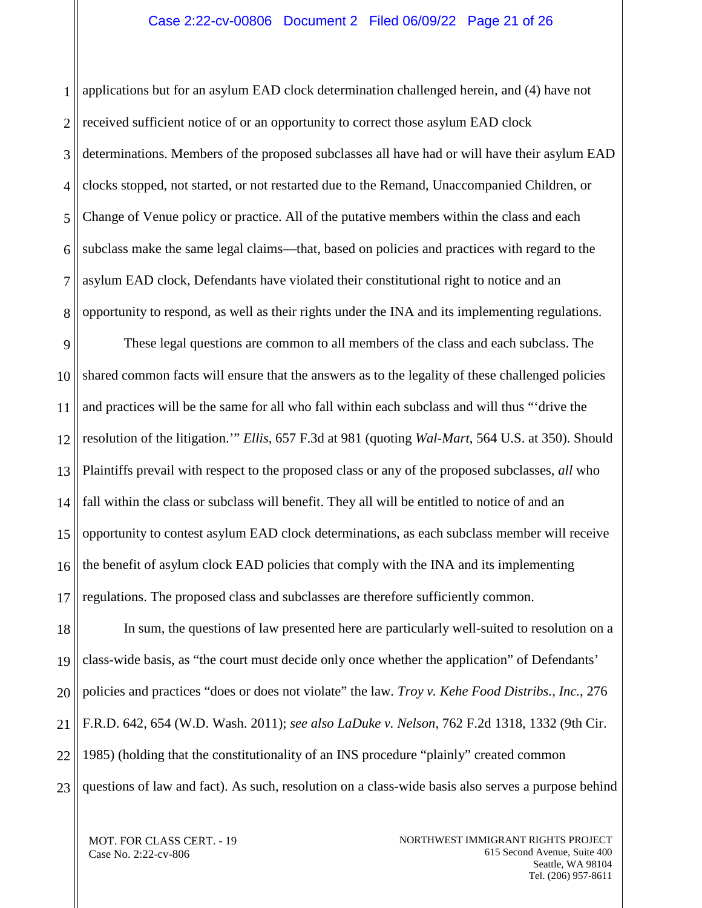applications but for an asylum EAD clock determination challenged herein, and (4) have not received sufficient notice of or an opportunity to correct those asylum EAD clock determinations. Members of the proposed subclasses all have had or will have their asylum EAD clocks stopped, not started, or not restarted due to the Remand, Unaccompanied Children, or Change of Venue policy or practice. All of the putative members within the class and each subclass make the same legal claims—that, based on policies and practices with regard to the asylum EAD clock, Defendants have violated their constitutional right to notice and an opportunity to respond, as well as their rights under the INA and its implementing regulations.

These legal questions are common to all members of the class and each subclass. The shared common facts will ensure that the answers as to the legality of these challenged policies and practices will be the same for all who fall within each subclass and will thus "'drive the resolution of the litigation.'" *Ellis*, 657 F.3d at 981 (quoting *Wal-Mart*, 564 U.S. at 350). Should Plaintiffs prevail with respect to the proposed class or any of the proposed subclasses, *all* who fall within the class or subclass will benefit. They all will be entitled to notice of and an opportunity to contest asylum EAD clock determinations, as each subclass member will receive the benefit of asylum clock EAD policies that comply with the INA and its implementing regulations. The proposed class and subclasses are therefore sufficiently common.

In sum, the questions of law presented here are particularly well-suited to resolution on a class-wide basis, as "the court must decide only once whether the application" of Defendants' policies and practices "does or does not violate" the law. *Troy v. Kehe Food Distribs., Inc.*, 276 F.R.D. 642, 654 (W.D. Wash. 2011); *see also LaDuke v. Nelson*, 762 F.2d 1318, 1332 (9th Cir. 1985) (holding that the constitutionality of an INS procedure "plainly" created common questions of law and fact). As such, resolution on a class-wide basis also serves a purpose behind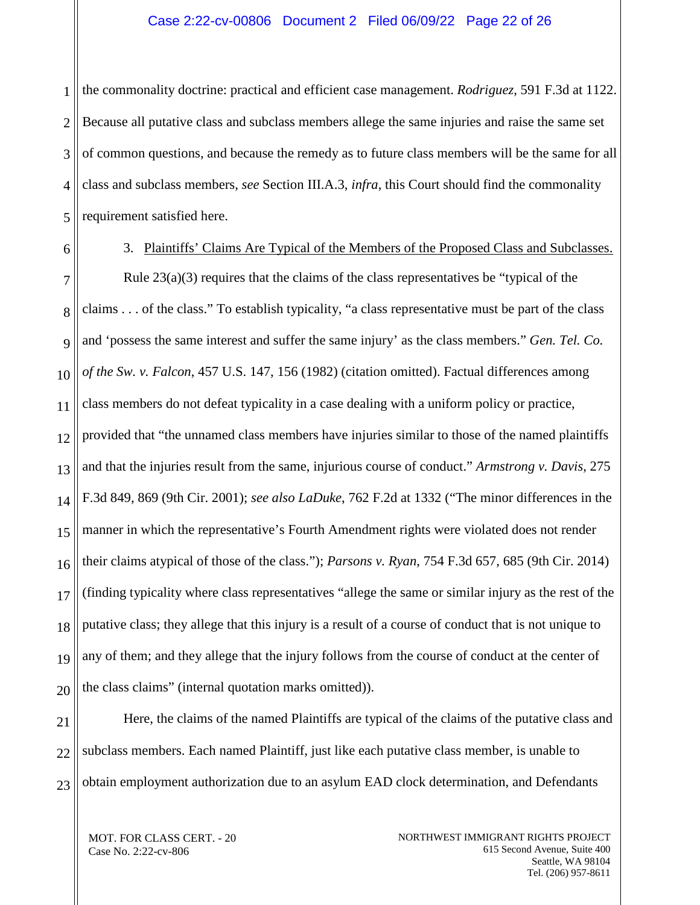the commonality doctrine: practical and efficient case management. *Rodriguez*, 591 F.3d at 1122. Because all putative class and subclass members allege the same injuries and raise the same set of common questions, and because the remedy as to future class members will be the same for all class and subclass members, *see* Section III.A.3, *infra*, this Court should find the commonality requirement satisfied here.

3. Plaintiffs' Claims Are Typical of the Members of the Proposed Class and Subclasses.

Rule 23(a)(3) requires that the claims of the class representatives be "typical of the claims . . . of the class." To establish typicality, "a class representative must be part of the class and 'possess the same interest and suffer the same injury' as the class members." *Gen. Tel. Co. of the Sw. v. Falcon*, 457 U.S. 147, 156 (1982) (citation omitted). Factual differences among class members do not defeat typicality in a case dealing with a uniform policy or practice, provided that "the unnamed class members have injuries similar to those of the named plaintiffs and that the injuries result from the same, injurious course of conduct." *Armstrong v. Davis*, 275 F.3d 849, 869 (9th Cir. 2001); *see also LaDuke*, 762 F.2d at 1332 ("The minor differences in the manner in which the representative's Fourth Amendment rights were violated does not render their claims atypical of those of the class."); *Parsons v. Ryan*, 754 F.3d 657, 685 (9th Cir. 2014) (finding typicality where class representatives "allege the same or similar injury as the rest of the putative class; they allege that this injury is a result of a course of conduct that is not unique to any of them; and they allege that the injury follows from the course of conduct at the center of the class claims" (internal quotation marks omitted)).

Here, the claims of the named Plaintiffs are typical of the claims of the putative class and subclass members. Each named Plaintiff, just like each putative class member, is unable to obtain employment authorization due to an asylum EAD clock determination, and Defendants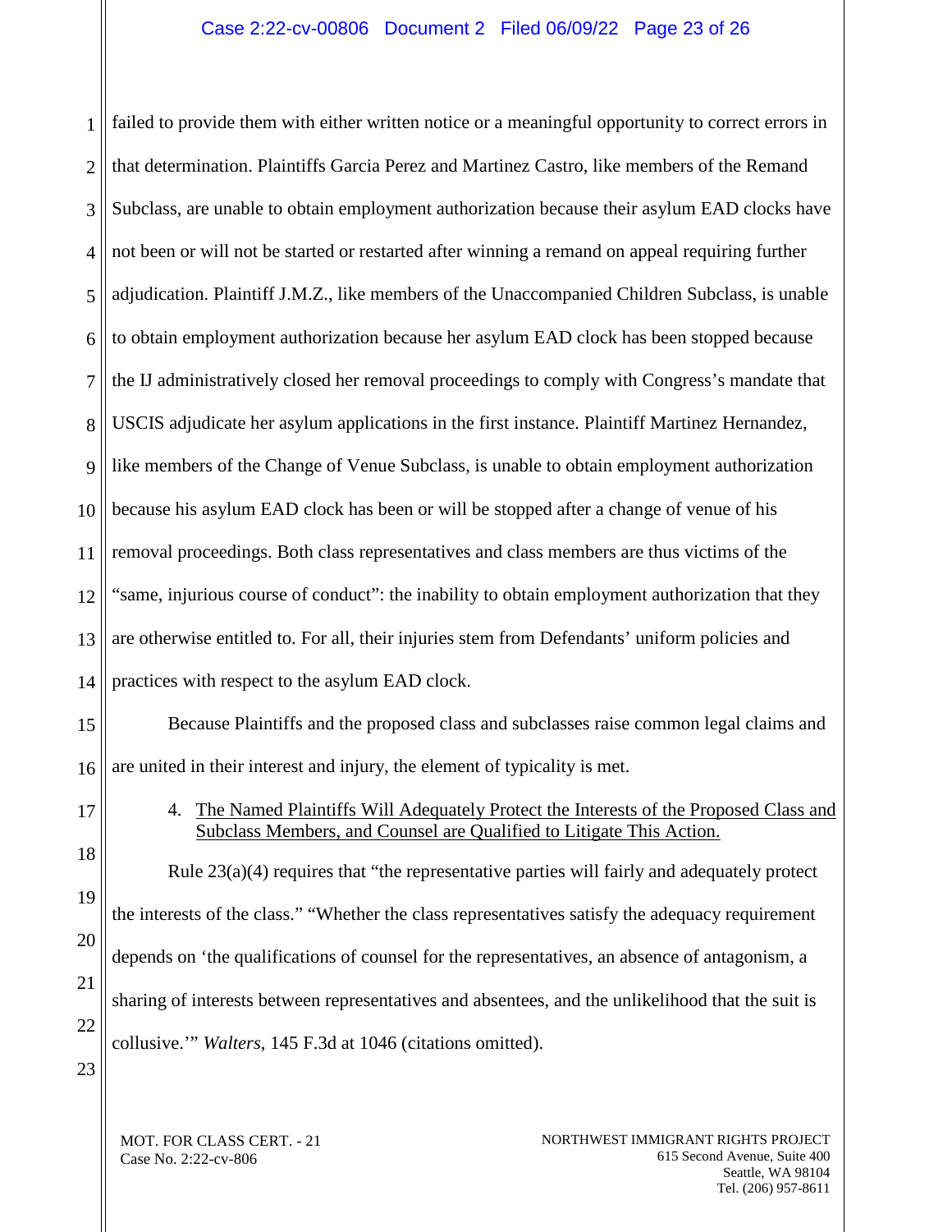failed to provide them with either written notice or a meaningful opportunity to correct errors in that determination. Plaintiffs Garcia Perez and Martinez Castro, like members of the Remand Subclass, are unable to obtain employment authorization because their asylum EAD clocks have not been or will not be started or restarted after winning a remand on appeal requiring further adjudication. Plaintiff J.M.Z., like members of the Unaccompanied Children Subclass, is unable to obtain employment authorization because her asylum EAD clock has been stopped because the IJ administratively closed her removal proceedings to comply with Congress's mandate that USCIS adjudicate her asylum applications in the first instance. Plaintiff Martinez Hernandez, like members of the Change of Venue Subclass, is unable to obtain employment authorization because his asylum EAD clock has been or will be stopped after a change of venue of his removal proceedings. Both class representatives and class members are thus victims of the "same, injurious course of conduct": the inability to obtain employment authorization that they are otherwise entitled to. For all, their injuries stem from Defendants' uniform policies and practices with respect to the asylum EAD clock.

Because Plaintiffs and the proposed class and subclasses raise common legal claims and are united in their interest and injury, the element of typicality is met.

4. The Named Plaintiffs Will Adequately Protect the Interests of the Proposed Class and Subclass Members, and Counsel are Qualified to Litigate This Action.

Rule 23(a)(4) requires that "the representative parties will fairly and adequately protect the interests of the class." "Whether the class representatives satisfy the adequacy requirement depends on 'the qualifications of counsel for the representatives, an absence of antagonism, a sharing of interests between representatives and absentees, and the unlikelihood that the suit is collusive.'" *Walters*, 145 F.3d at 1046 (citations omitted).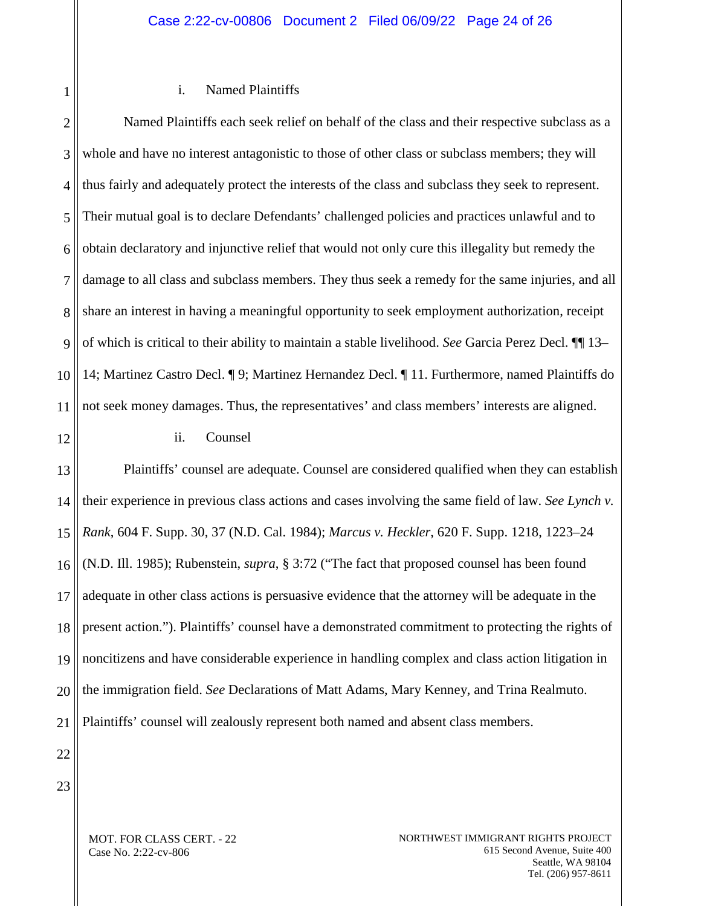i. Named Plaintiffs

Named Plaintiffs each seek relief on behalf of the class and their respective subclass as a whole and have no interest antagonistic to those of other class or subclass members; they will thus fairly and adequately protect the interests of the class and subclass they seek to represent. Their mutual goal is to declare Defendants' challenged policies and practices unlawful and to obtain declaratory and injunctive relief that would not only cure this illegality but remedy the damage to all class and subclass members. They thus seek a remedy for the same injuries, and all share an interest in having a meaningful opportunity to seek employment authorization, receipt of which is critical to their ability to maintain a stable livelihood. *See* Garcia Perez Decl. ¶¶ 13–14; Martinez Castro Decl. ¶ 9; Martinez Hernandez Decl. ¶ 11. Furthermore, named Plaintiffs do not seek money damages. Thus, the representatives' and class members' interests are aligned.

ii. Counsel

Plaintiffs' counsel are adequate. Counsel are considered qualified when they can establish their experience in previous class actions and cases involving the same field of law. *See Lynch v. Rank*, 604 F. Supp. 30, 37 (N.D. Cal. 1984); *Marcus v. Heckler*, 620 F. Supp. 1218, 1223–24 (N.D. Ill. 1985); Rubenstein, *supra*, § 3:72 ("The fact that proposed counsel has been found adequate in other class actions is persuasive evidence that the attorney will be adequate in the present action."). Plaintiffs' counsel have a demonstrated commitment to protecting the rights of noncitizens and have considerable experience in handling complex and class action litigation in the immigration field. *See* Declarations of Matt Adams, Mary Kenney, and Trina Realmuto. Plaintiffs' counsel will zealously represent both named and absent class members.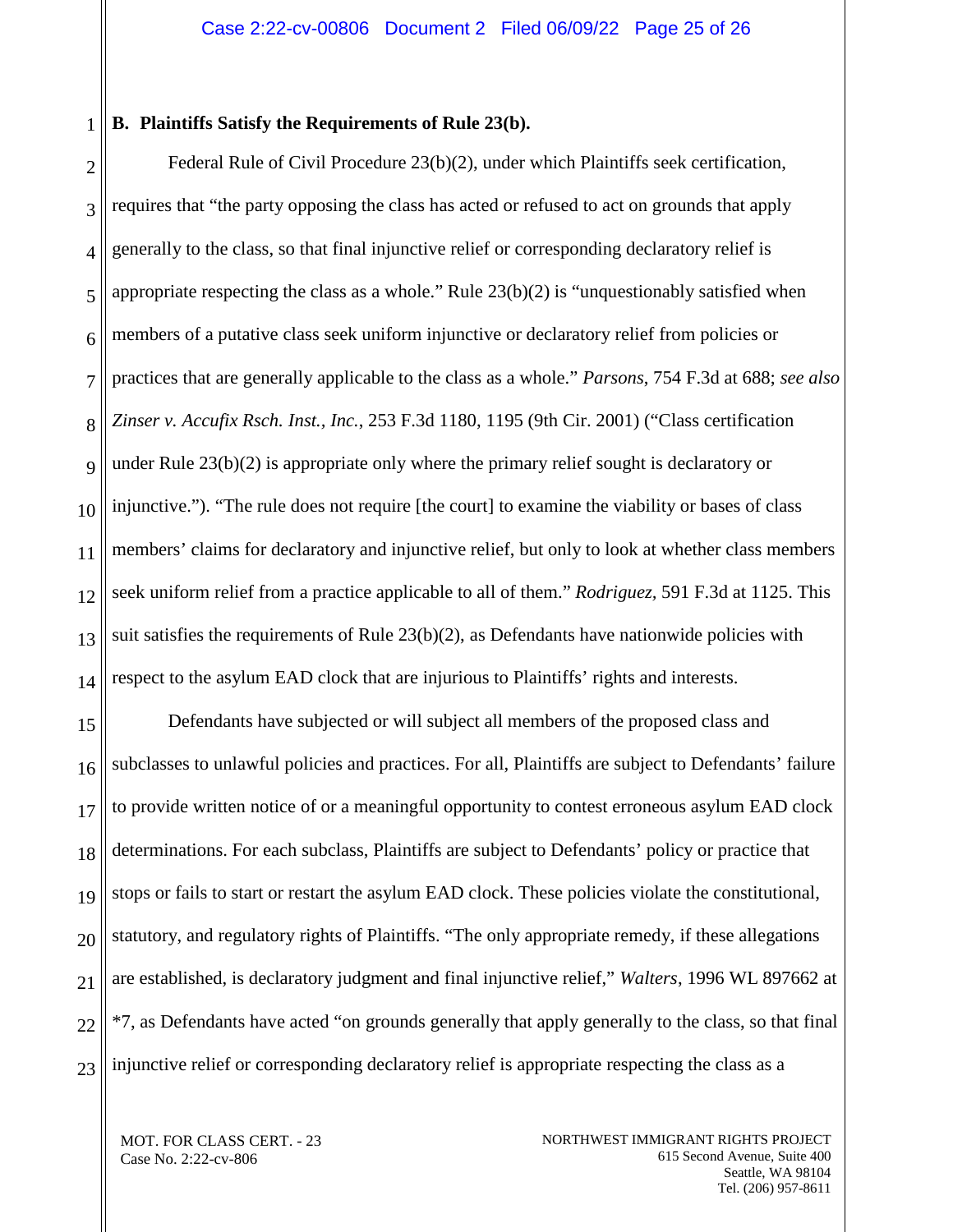**B. Plaintiffs Satisfy the Requirements of Rule 23(b).**

Federal Rule of Civil Procedure 23(b)(2), under which Plaintiffs seek certification, requires that "the party opposing the class has acted or refused to act on grounds that apply generally to the class, so that final injunctive relief or corresponding declaratory relief is appropriate respecting the class as a whole." Rule 23(b)(2) is "unquestionably satisfied when members of a putative class seek uniform injunctive or declaratory relief from policies or practices that are generally applicable to the class as a whole." *Parsons*, 754 F.3d at 688; *see also Zinser v. Accufix Rsch. Inst., Inc.*, 253 F.3d 1180, 1195 (9th Cir. 2001) ("Class certification under Rule 23(b)(2) is appropriate only where the primary relief sought is declaratory or injunctive."). "The rule does not require [the court] to examine the viability or bases of class members' claims for declaratory and injunctive relief, but only to look at whether class members seek uniform relief from a practice applicable to all of them." *Rodriguez*, 591 F.3d at 1125. This suit satisfies the requirements of Rule 23(b)(2), as Defendants have nationwide policies with respect to the asylum EAD clock that are injurious to Plaintiffs' rights and interests.

Defendants have subjected or will subject all members of the proposed class and subclasses to unlawful policies and practices. For all, Plaintiffs are subject to Defendants' failure to provide written notice of or a meaningful opportunity to contest erroneous asylum EAD clock determinations. For each subclass, Plaintiffs are subject to Defendants' policy or practice that stops or fails to start or restart the asylum EAD clock. These policies violate the constitutional, statutory, and regulatory rights of Plaintiffs. "The only appropriate remedy, if these allegations are established, is declaratory judgment and final injunctive relief," *Walters*, 1996 WL 897662 at *7, as Defendants have acted "on grounds generally that apply generally to the class, so that final injunctive relief or corresponding declaratory relief is appropriate respecting the class as a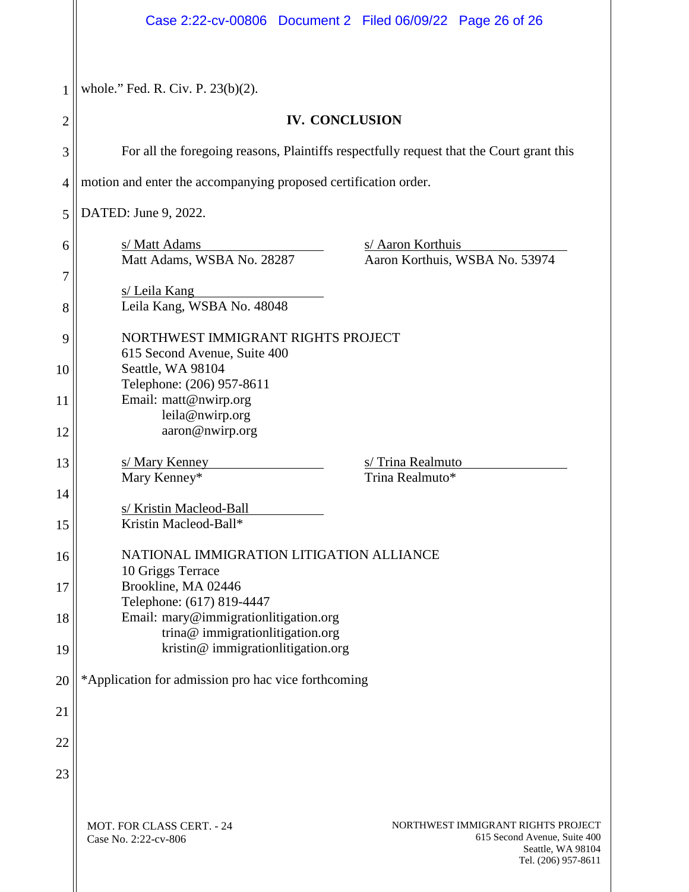whole." Fed. R. Civ. P. 23(b)(2).

## IV. CONCLUSION

For all the foregoing reasons, Plaintiffs respectfully request that the Court grant this motion and enter the accompanying proposed certification order.

DATED: June 9, 2022.

s/ Matt Adams
Matt Adams, WSBA No. 28287

s/ Aaron Korthuis
Aaron Korthuis, WSBA No. 53974

s/ Leila Kang
Leila Kang, WSBA No. 48048

NORTHWEST IMMIGRANT RIGHTS PROJECT
615 Second Avenue, Suite 400
Seattle, WA 98104
Telephone: (206) 957-8611
Email: matt@nwirp.org
leila@nwirp.org
aaron@nwirp.org

s/ Mary Kenney
Mary Kenney*

s/ Trina Realmuto
Trina Realmuto*

s/ Kristin Macleod-Ball
Kristin Macleod-Ball*

NATIONAL IMMIGRATION LITIGATION ALLIANCE
10 Griggs Terrace
Brookline, MA 02446
Telephone: (617) 819-4447
Email: mary@immigrationlitigation.org
trina@ immigrationlitigation.org
kristin@ immigrationlitigation.org

*Application for admission pro hac vice forthcoming